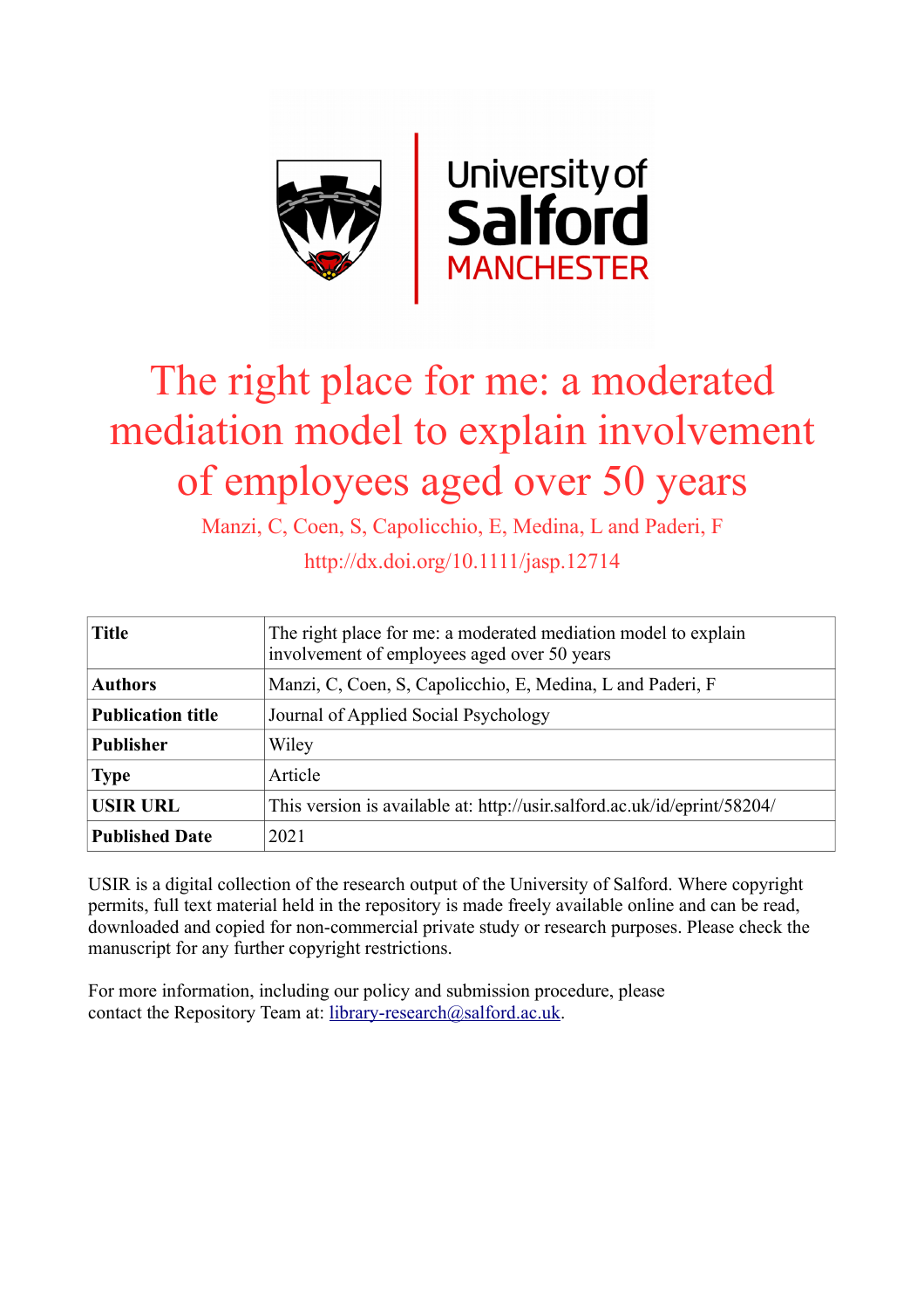# The right place for me: a moderated mediation model to explain involvement of employees aged over 50 years

Manzi, C, Coen, S, Capolicchio, E, Medina, L and Paderi, F

http://dx.doi.org/10.1111/jasp.12714

| **Title** | The right place for me: a moderated mediation model to explain involvement of employees aged over 50 years |
|---|---|
| **Authors** | Manzi, C, Coen, S, Capolicchio, E, Medina, L and Paderi, F |
| **Publication title** | Journal of Applied Social Psychology |
| **Publisher** | Wiley |
| **Type** | Article |
| **USIR URL** | This version is available at: http://usir.salford.ac.uk/id/eprint/58204/ |
| **Published Date** | 2021 |

USIR is a digital collection of the research output of the University of Salford. Where copyright permits, full text material held in the repository is made freely available online and can be read, downloaded and copied for non-commercial private study or research purposes. Please check the manuscript for any further copyright restrictions.

For more information, including our policy and submission procedure, please contact the Repository Team at: library-research@salford.ac.uk.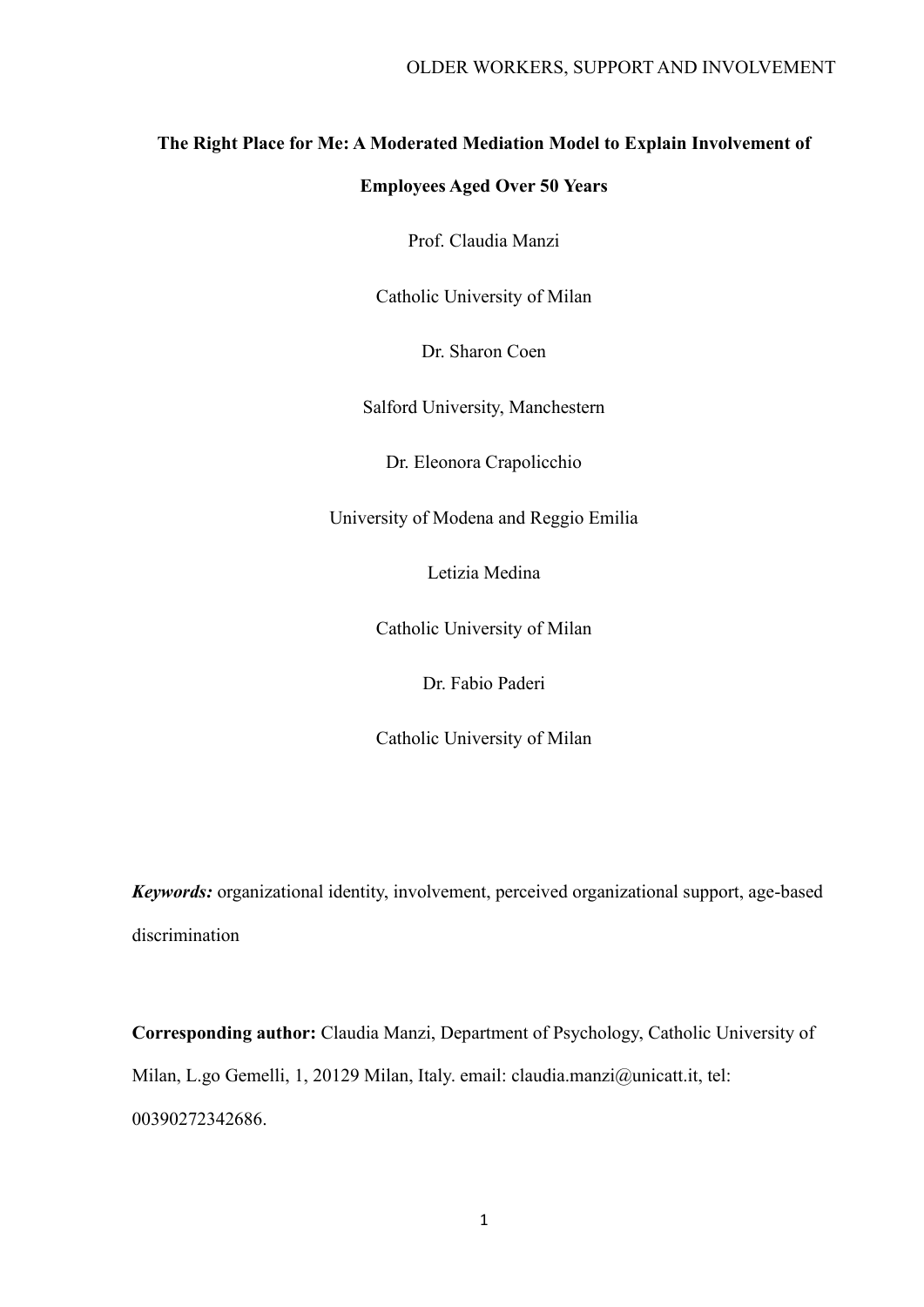**The Right Place for Me: A Moderated Mediation Model to Explain Involvement of Employees Aged Over 50 Years**

Prof. Claudia Manzi

Catholic University of Milan

Dr. Sharon Coen

Salford University, Manchestern

Dr. Eleonora Crapolicchio

University of Modena and Reggio Emilia

Letizia Medina

Catholic University of Milan

Dr. Fabio Paderi

Catholic University of Milan

***Keywords:*** organizational identity, involvement, perceived organizational support, age-based discrimination

**Corresponding author:** Claudia Manzi, Department of Psychology, Catholic University of Milan, L.go Gemelli, 1, 20129 Milan, Italy. email: claudia.manzi@unicatt.it, tel: 00390272342686.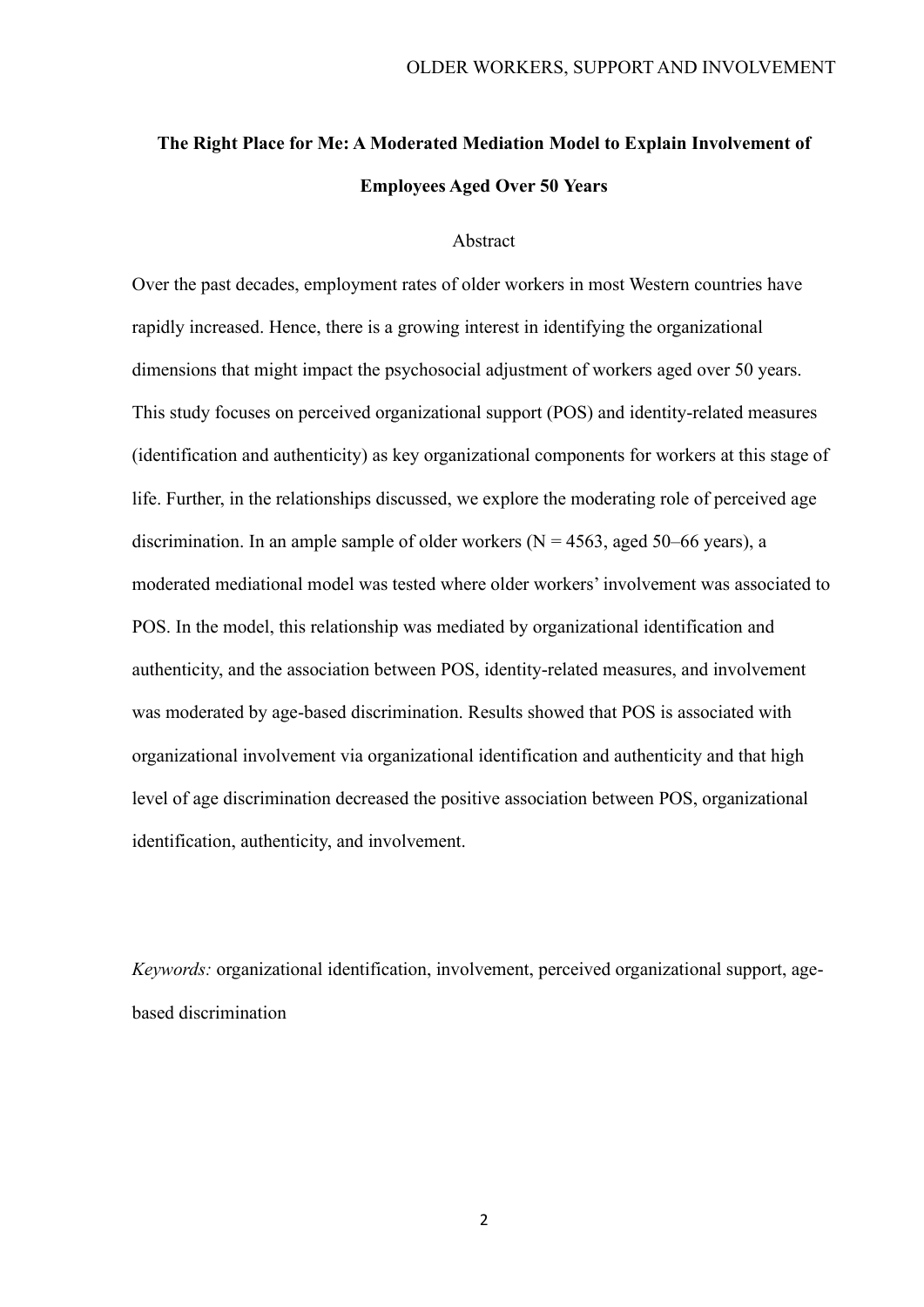**The Right Place for Me: A Moderated Mediation Model to Explain Involvement of Employees Aged Over 50 Years**

Abstract

Over the past decades, employment rates of older workers in most Western countries have rapidly increased. Hence, there is a growing interest in identifying the organizational dimensions that might impact the psychosocial adjustment of workers aged over 50 years. This study focuses on perceived organizational support (POS) and identity-related measures (identification and authenticity) as key organizational components for workers at this stage of life. Further, in the relationships discussed, we explore the moderating role of perceived age discrimination. In an ample sample of older workers ($N = 4563$, aged 50–66 years), a moderated mediational model was tested where older workers' involvement was associated to POS. In the model, this relationship was mediated by organizational identification and authenticity, and the association between POS, identity-related measures, and involvement was moderated by age-based discrimination. Results showed that POS is associated with organizational involvement via organizational identification and authenticity and that high level of age discrimination decreased the positive association between POS, organizational identification, authenticity, and involvement.

*Keywords:* organizational identification, involvement, perceived organizational support, age-based discrimination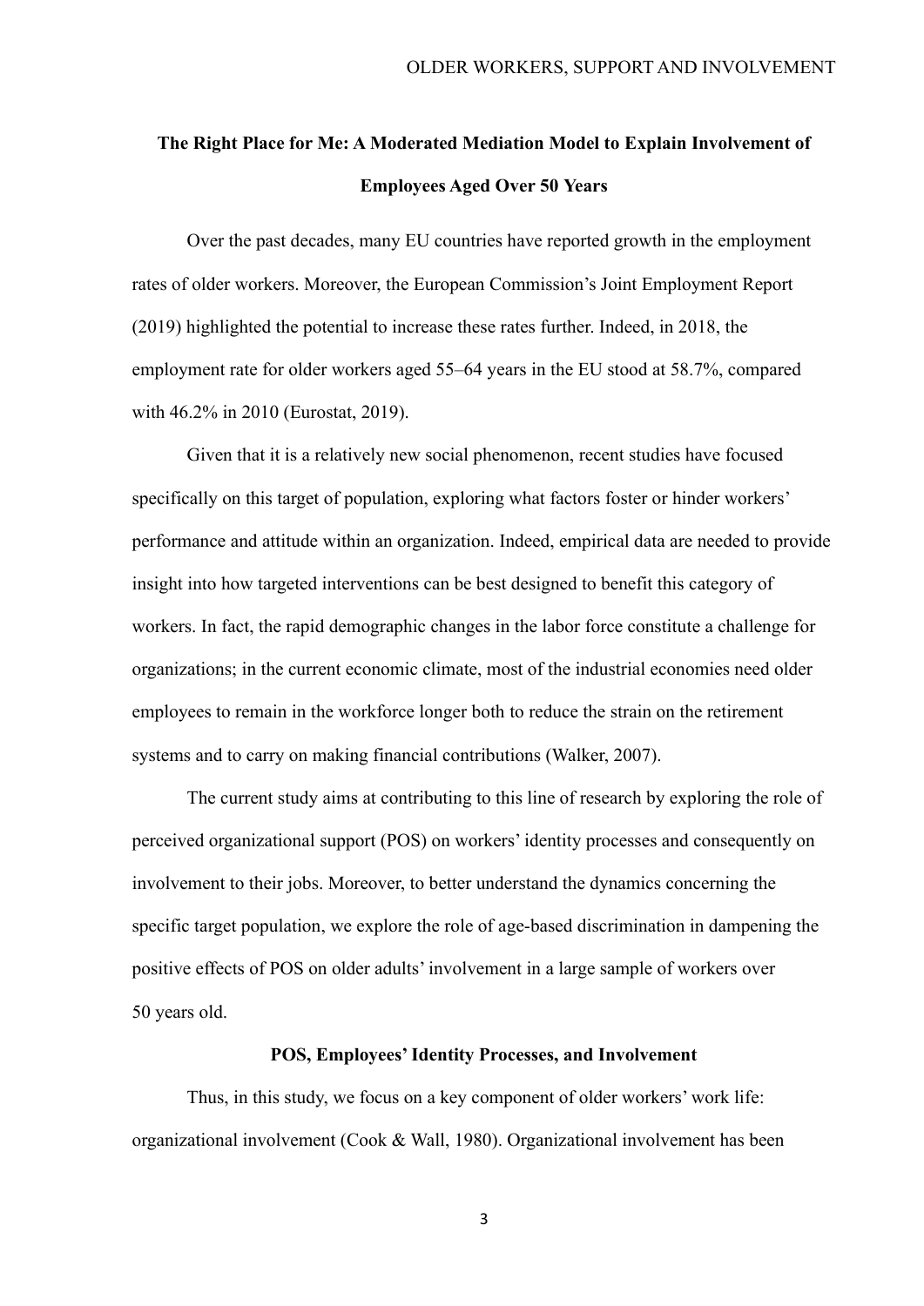# The Right Place for Me: A Moderated Mediation Model to Explain Involvement of Employees Aged Over 50 Years

Over the past decades, many EU countries have reported growth in the employment rates of older workers. Moreover, the European Commission's Joint Employment Report (2019) highlighted the potential to increase these rates further. Indeed, in 2018, the employment rate for older workers aged 55–64 years in the EU stood at 58.7%, compared with 46.2% in 2010 (Eurostat, 2019).

Given that it is a relatively new social phenomenon, recent studies have focused specifically on this target of population, exploring what factors foster or hinder workers' performance and attitude within an organization. Indeed, empirical data are needed to provide insight into how targeted interventions can be best designed to benefit this category of workers. In fact, the rapid demographic changes in the labor force constitute a challenge for organizations; in the current economic climate, most of the industrial economies need older employees to remain in the workforce longer both to reduce the strain on the retirement systems and to carry on making financial contributions (Walker, 2007).

The current study aims at contributing to this line of research by exploring the role of perceived organizational support (POS) on workers' identity processes and consequently on involvement to their jobs. Moreover, to better understand the dynamics concerning the specific target population, we explore the role of age-based discrimination in dampening the positive effects of POS on older adults' involvement in a large sample of workers over 50 years old.

## POS, Employees' Identity Processes, and Involvement

Thus, in this study, we focus on a key component of older workers' work life: organizational involvement (Cook & Wall, 1980). Organizational involvement has been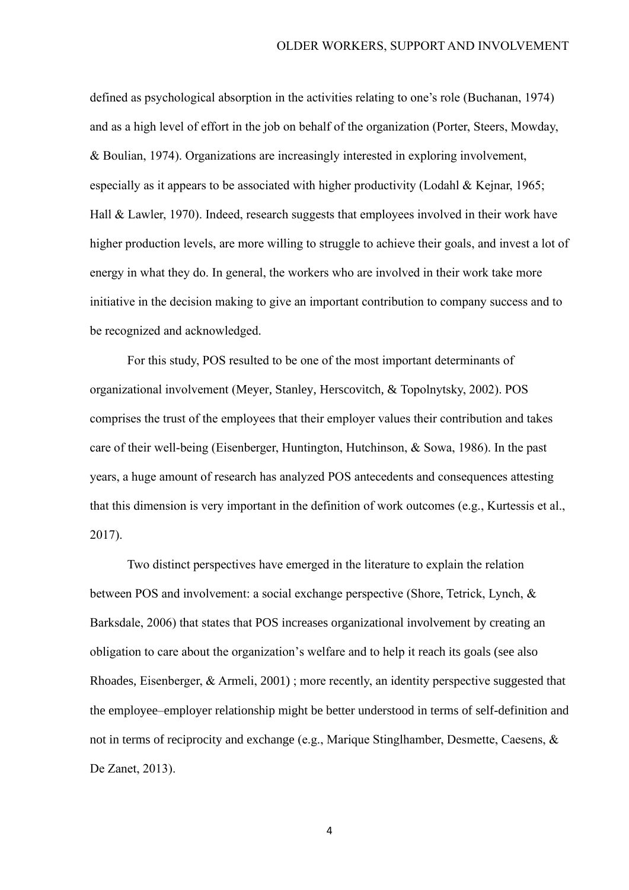defined as psychological absorption in the activities relating to one's role (Buchanan, 1974) and as a high level of effort in the job on behalf of the organization (Porter, Steers, Mowday, & Boulian, 1974). Organizations are increasingly interested in exploring involvement, especially as it appears to be associated with higher productivity (Lodahl & Kejnar, 1965; Hall & Lawler, 1970). Indeed, research suggests that employees involved in their work have higher production levels, are more willing to struggle to achieve their goals, and invest a lot of energy in what they do. In general, the workers who are involved in their work take more initiative in the decision making to give an important contribution to company success and to be recognized and acknowledged.

For this study, POS resulted to be one of the most important determinants of organizational involvement (Meyer, Stanley, Herscovitch, & Topolnytsky, 2002). POS comprises the trust of the employees that their employer values their contribution and takes care of their well-being (Eisenberger, Huntington, Hutchinson, & Sowa, 1986). In the past years, a huge amount of research has analyzed POS antecedents and consequences attesting that this dimension is very important in the definition of work outcomes (e.g., Kurtessis et al., 2017).

Two distinct perspectives have emerged in the literature to explain the relation between POS and involvement: a social exchange perspective (Shore, Tetrick, Lynch, & Barksdale, 2006) that states that POS increases organizational involvement by creating an obligation to care about the organization's welfare and to help it reach its goals (see also Rhoades, Eisenberger, & Armeli, 2001) ; more recently, an identity perspective suggested that the employee–employer relationship might be better understood in terms of self-definition and not in terms of reciprocity and exchange (e.g., Marique Stinglhamber, Desmette, Caesens, & De Zanet, 2013).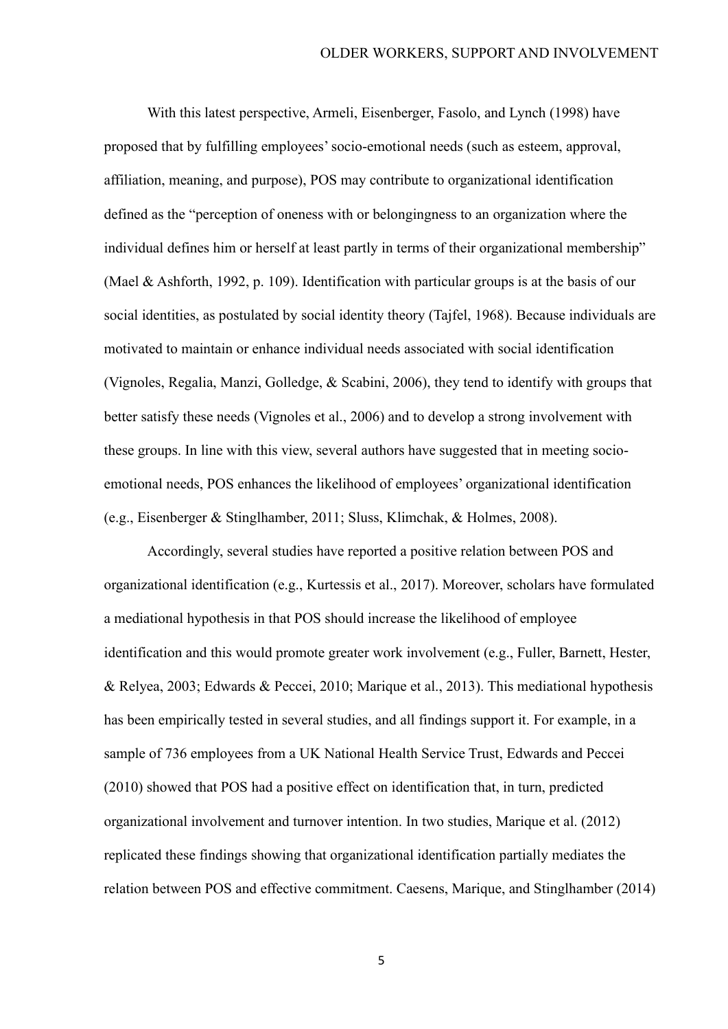With this latest perspective, Armeli, Eisenberger, Fasolo, and Lynch (1998) have proposed that by fulfilling employees' socio-emotional needs (such as esteem, approval, affiliation, meaning, and purpose), POS may contribute to organizational identification defined as the "perception of oneness with or belongingness to an organization where the individual defines him or herself at least partly in terms of their organizational membership" (Mael & Ashforth, 1992, p. 109). Identification with particular groups is at the basis of our social identities, as postulated by social identity theory (Tajfel, 1968). Because individuals are motivated to maintain or enhance individual needs associated with social identification (Vignoles, Regalia, Manzi, Golledge, & Scabini, 2006), they tend to identify with groups that better satisfy these needs (Vignoles et al., 2006) and to develop a strong involvement with these groups. In line with this view, several authors have suggested that in meeting socio-emotional needs, POS enhances the likelihood of employees' organizational identification (e.g., Eisenberger & Stinglhamber, 2011; Sluss, Klimchak, & Holmes, 2008).

Accordingly, several studies have reported a positive relation between POS and organizational identification (e.g., Kurtessis et al., 2017). Moreover, scholars have formulated a mediational hypothesis in that POS should increase the likelihood of employee identification and this would promote greater work involvement (e.g., Fuller, Barnett, Hester, & Relyea, 2003; Edwards & Peccei, 2010; Marique et al., 2013). This mediational hypothesis has been empirically tested in several studies, and all findings support it. For example, in a sample of 736 employees from a UK National Health Service Trust, Edwards and Peccei (2010) showed that POS had a positive effect on identification that, in turn, predicted organizational involvement and turnover intention. In two studies, Marique et al. (2012) replicated these findings showing that organizational identification partially mediates the relation between POS and effective commitment. Caesens, Marique, and Stinglhamber (2014)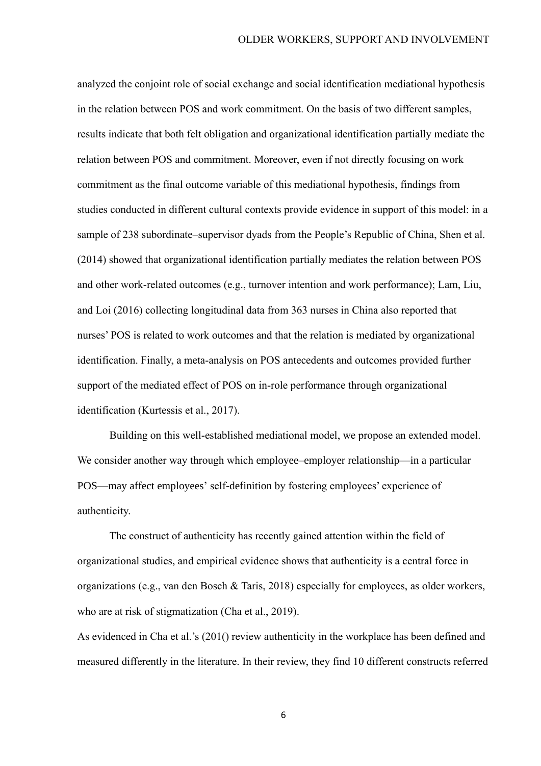analyzed the conjoint role of social exchange and social identification mediational hypothesis in the relation between POS and work commitment. On the basis of two different samples, results indicate that both felt obligation and organizational identification partially mediate the relation between POS and commitment. Moreover, even if not directly focusing on work commitment as the final outcome variable of this mediational hypothesis, findings from studies conducted in different cultural contexts provide evidence in support of this model: in a sample of 238 subordinate–supervisor dyads from the People's Republic of China, Shen et al. (2014) showed that organizational identification partially mediates the relation between POS and other work-related outcomes (e.g., turnover intention and work performance); Lam, Liu, and Loi (2016) collecting longitudinal data from 363 nurses in China also reported that nurses' POS is related to work outcomes and that the relation is mediated by organizational identification. Finally, a meta-analysis on POS antecedents and outcomes provided further support of the mediated effect of POS on in-role performance through organizational identification (Kurtessis et al., 2017).

Building on this well-established mediational model, we propose an extended model. We consider another way through which employee–employer relationship—in a particular POS—may affect employees' self-definition by fostering employees' experience of authenticity.

The construct of authenticity has recently gained attention within the field of organizational studies, and empirical evidence shows that authenticity is a central force in organizations (e.g., van den Bosch & Taris, 2018) especially for employees, as older workers, who are at risk of stigmatization (Cha et al., 2019).

As evidenced in Cha et al.'s (201() review authenticity in the workplace has been defined and measured differently in the literature. In their review, they find 10 different constructs referred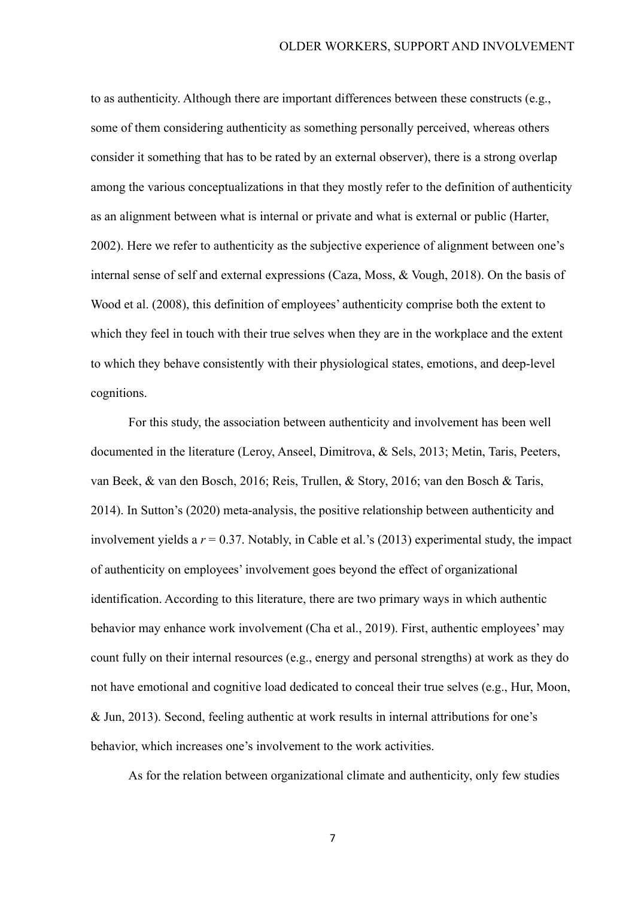to as authenticity. Although there are important differences between these constructs (e.g., some of them considering authenticity as something personally perceived, whereas others consider it something that has to be rated by an external observer), there is a strong overlap among the various conceptualizations in that they mostly refer to the definition of authenticity as an alignment between what is internal or private and what is external or public (Harter, 2002). Here we refer to authenticity as the subjective experience of alignment between one's internal sense of self and external expressions (Caza, Moss, & Vough, 2018). On the basis of Wood et al. (2008), this definition of employees' authenticity comprise both the extent to which they feel in touch with their true selves when they are in the workplace and the extent to which they behave consistently with their physiological states, emotions, and deep-level cognitions.

For this study, the association between authenticity and involvement has been well documented in the literature (Leroy, Anseel, Dimitrova, & Sels, 2013; Metin, Taris, Peeters, van Beek, & van den Bosch, 2016; Reis, Trullen, & Story, 2016; van den Bosch & Taris, 2014). In Sutton's (2020) meta-analysis, the positive relationship between authenticity and involvement yields a $r = 0.37$. Notably, in Cable et al.'s (2013) experimental study, the impact of authenticity on employees' involvement goes beyond the effect of organizational identification. According to this literature, there are two primary ways in which authentic behavior may enhance work involvement (Cha et al., 2019). First, authentic employees' may count fully on their internal resources (e.g., energy and personal strengths) at work as they do not have emotional and cognitive load dedicated to conceal their true selves (e.g., Hur, Moon, & Jun, 2013). Second, feeling authentic at work results in internal attributions for one's behavior, which increases one's involvement to the work activities.

As for the relation between organizational climate and authenticity, only few studies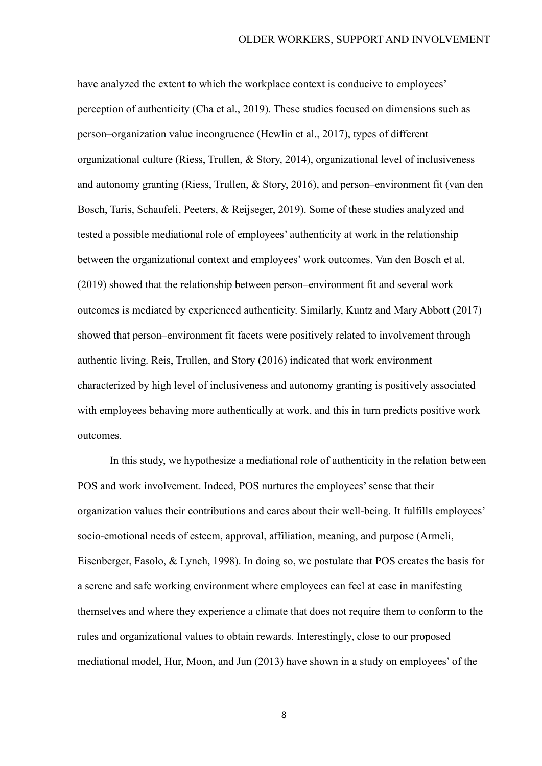have analyzed the extent to which the workplace context is conducive to employees' perception of authenticity (Cha et al., 2019). These studies focused on dimensions such as person–organization value incongruence (Hewlin et al., 2017), types of different organizational culture (Riess, Trullen, & Story, 2014), organizational level of inclusiveness and autonomy granting (Riess, Trullen, & Story, 2016), and person–environment fit (van den Bosch, Taris, Schaufeli, Peeters, & Reijseger, 2019). Some of these studies analyzed and tested a possible mediational role of employees' authenticity at work in the relationship between the organizational context and employees' work outcomes. Van den Bosch et al. (2019) showed that the relationship between person–environment fit and several work outcomes is mediated by experienced authenticity. Similarly, Kuntz and Mary Abbott (2017) showed that person–environment fit facets were positively related to involvement through authentic living. Reis, Trullen, and Story (2016) indicated that work environment characterized by high level of inclusiveness and autonomy granting is positively associated with employees behaving more authentically at work, and this in turn predicts positive work outcomes.

In this study, we hypothesize a mediational role of authenticity in the relation between POS and work involvement. Indeed, POS nurtures the employees' sense that their organization values their contributions and cares about their well-being. It fulfills employees' socio-emotional needs of esteem, approval, affiliation, meaning, and purpose (Armeli, Eisenberger, Fasolo, & Lynch, 1998). In doing so, we postulate that POS creates the basis for a serene and safe working environment where employees can feel at ease in manifesting themselves and where they experience a climate that does not require them to conform to the rules and organizational values to obtain rewards. Interestingly, close to our proposed mediational model, Hur, Moon, and Jun (2013) have shown in a study on employees' of the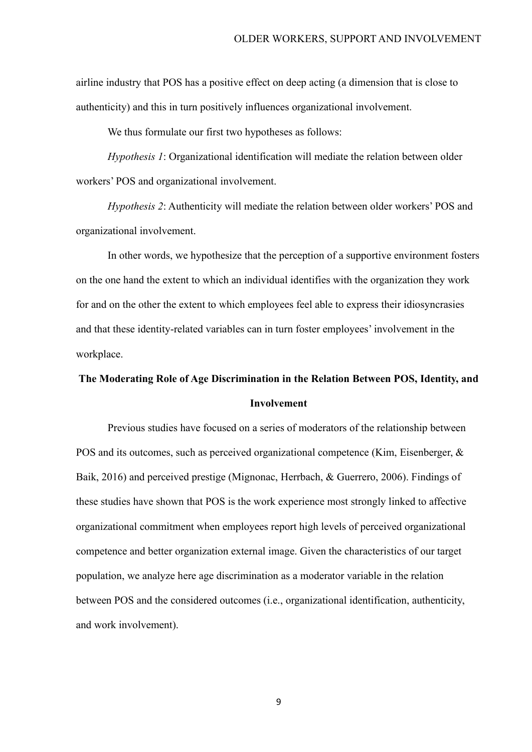airline industry that POS has a positive effect on deep acting (a dimension that is close to authenticity) and this in turn positively influences organizational involvement.

We thus formulate our first two hypotheses as follows:

*Hypothesis 1*: Organizational identification will mediate the relation between older workers' POS and organizational involvement.

*Hypothesis 2*: Authenticity will mediate the relation between older workers' POS and organizational involvement.

In other words, we hypothesize that the perception of a supportive environment fosters on the one hand the extent to which an individual identifies with the organization they work for and on the other the extent to which employees feel able to express their idiosyncrasies and that these identity-related variables can in turn foster employees' involvement in the workplace.

## The Moderating Role of Age Discrimination in the Relation Between POS, Identity, and Involvement

Previous studies have focused on a series of moderators of the relationship between POS and its outcomes, such as perceived organizational competence (Kim, Eisenberger, & Baik, 2016) and perceived prestige (Mignonac, Herrbach, & Guerrero, 2006). Findings of these studies have shown that POS is the work experience most strongly linked to affective organizational commitment when employees report high levels of perceived organizational competence and better organization external image. Given the characteristics of our target population, we analyze here age discrimination as a moderator variable in the relation between POS and the considered outcomes (i.e., organizational identification, authenticity, and work involvement).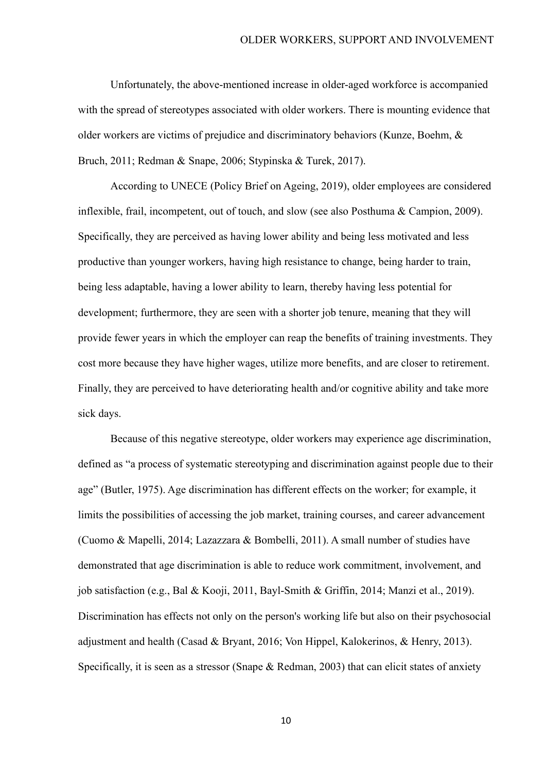Unfortunately, the above-mentioned increase in older-aged workforce is accompanied with the spread of stereotypes associated with older workers. There is mounting evidence that older workers are victims of prejudice and discriminatory behaviors (Kunze, Boehm, & Bruch, 2011; Redman & Snape, 2006; Stypinska & Turek, 2017).

According to UNECE (Policy Brief on Ageing, 2019), older employees are considered inflexible, frail, incompetent, out of touch, and slow (see also Posthuma & Campion, 2009). Specifically, they are perceived as having lower ability and being less motivated and less productive than younger workers, having high resistance to change, being harder to train, being less adaptable, having a lower ability to learn, thereby having less potential for development; furthermore, they are seen with a shorter job tenure, meaning that they will provide fewer years in which the employer can reap the benefits of training investments. They cost more because they have higher wages, utilize more benefits, and are closer to retirement. Finally, they are perceived to have deteriorating health and/or cognitive ability and take more sick days.

Because of this negative stereotype, older workers may experience age discrimination, defined as "a process of systematic stereotyping and discrimination against people due to their age" (Butler, 1975). Age discrimination has different effects on the worker; for example, it limits the possibilities of accessing the job market, training courses, and career advancement (Cuomo & Mapelli, 2014; Lazazzara & Bombelli, 2011). A small number of studies have demonstrated that age discrimination is able to reduce work commitment, involvement, and job satisfaction (e.g., Bal & Kooji, 2011, Bayl-Smith & Griffin, 2014; Manzi et al., 2019). Discrimination has effects not only on the person's working life but also on their psychosocial adjustment and health (Casad & Bryant, 2016; Von Hippel, Kalokerinos, & Henry, 2013). Specifically, it is seen as a stressor (Snape & Redman, 2003) that can elicit states of anxiety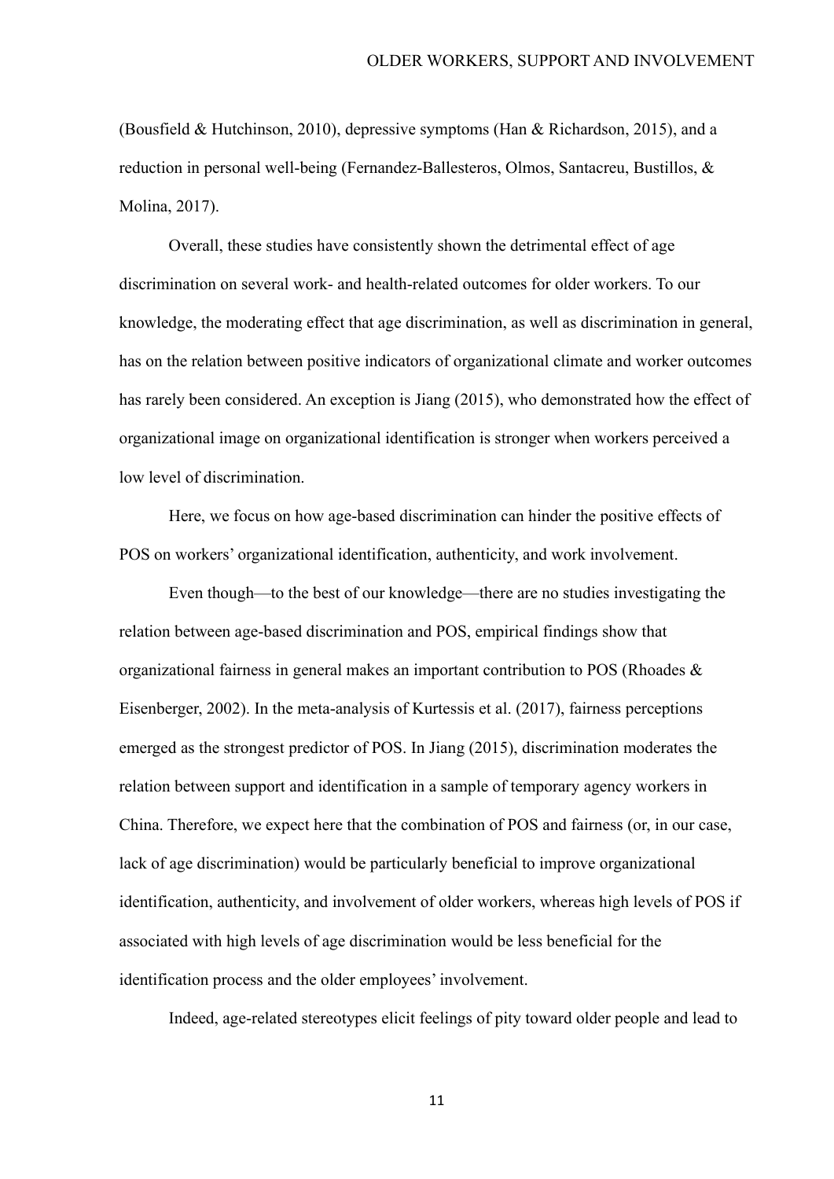(Bousfield & Hutchinson, 2010), depressive symptoms (Han & Richardson, 2015), and a reduction in personal well-being (Fernandez-Ballesteros, Olmos, Santacreu, Bustillos, & Molina, 2017).

Overall, these studies have consistently shown the detrimental effect of age discrimination on several work- and health-related outcomes for older workers. To our knowledge, the moderating effect that age discrimination, as well as discrimination in general, has on the relation between positive indicators of organizational climate and worker outcomes has rarely been considered. An exception is Jiang (2015), who demonstrated how the effect of organizational image on organizational identification is stronger when workers perceived a low level of discrimination.

Here, we focus on how age-based discrimination can hinder the positive effects of POS on workers' organizational identification, authenticity, and work involvement.

Even though—to the best of our knowledge—there are no studies investigating the relation between age-based discrimination and POS, empirical findings show that organizational fairness in general makes an important contribution to POS (Rhoades & Eisenberger, 2002). In the meta-analysis of Kurtessis et al. (2017), fairness perceptions emerged as the strongest predictor of POS. In Jiang (2015), discrimination moderates the relation between support and identification in a sample of temporary agency workers in China. Therefore, we expect here that the combination of POS and fairness (or, in our case, lack of age discrimination) would be particularly beneficial to improve organizational identification, authenticity, and involvement of older workers, whereas high levels of POS if associated with high levels of age discrimination would be less beneficial for the identification process and the older employees' involvement.

Indeed, age-related stereotypes elicit feelings of pity toward older people and lead to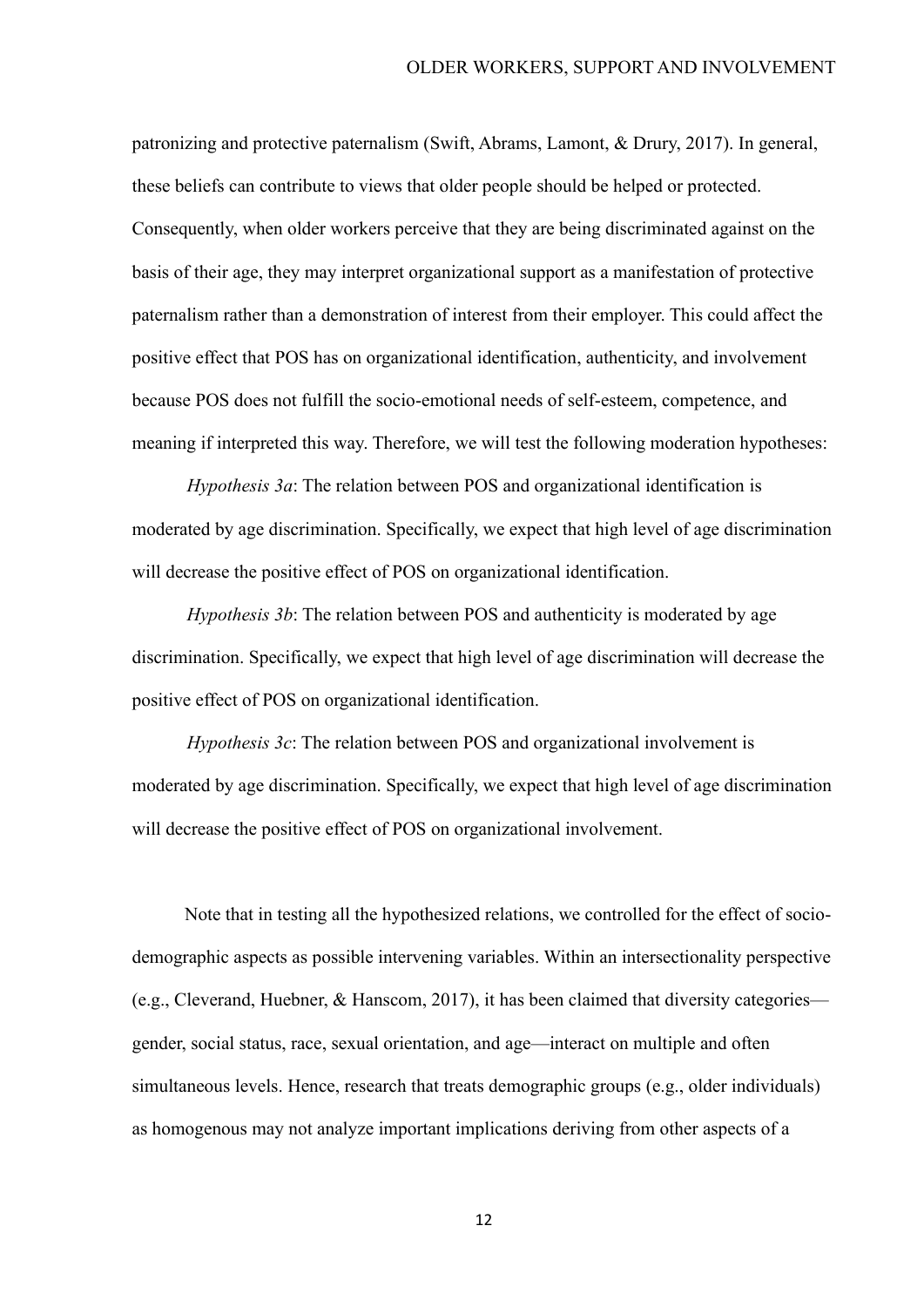patronizing and protective paternalism (Swift, Abrams, Lamont, & Drury, 2017). In general, these beliefs can contribute to views that older people should be helped or protected. Consequently, when older workers perceive that they are being discriminated against on the basis of their age, they may interpret organizational support as a manifestation of protective paternalism rather than a demonstration of interest from their employer. This could affect the positive effect that POS has on organizational identification, authenticity, and involvement because POS does not fulfill the socio-emotional needs of self-esteem, competence, and meaning if interpreted this way. Therefore, we will test the following moderation hypotheses:

*Hypothesis 3a*: The relation between POS and organizational identification is moderated by age discrimination. Specifically, we expect that high level of age discrimination will decrease the positive effect of POS on organizational identification.

*Hypothesis 3b*: The relation between POS and authenticity is moderated by age discrimination. Specifically, we expect that high level of age discrimination will decrease the positive effect of POS on organizational identification.

*Hypothesis 3c*: The relation between POS and organizational involvement is moderated by age discrimination. Specifically, we expect that high level of age discrimination will decrease the positive effect of POS on organizational involvement.

Note that in testing all the hypothesized relations, we controlled for the effect of socio-demographic aspects as possible intervening variables. Within an intersectionality perspective (e.g., Cleverand, Huebner, & Hanscom, 2017), it has been claimed that diversity categories—gender, social status, race, sexual orientation, and age—interact on multiple and often simultaneous levels. Hence, research that treats demographic groups (e.g., older individuals) as homogenous may not analyze important implications deriving from other aspects of a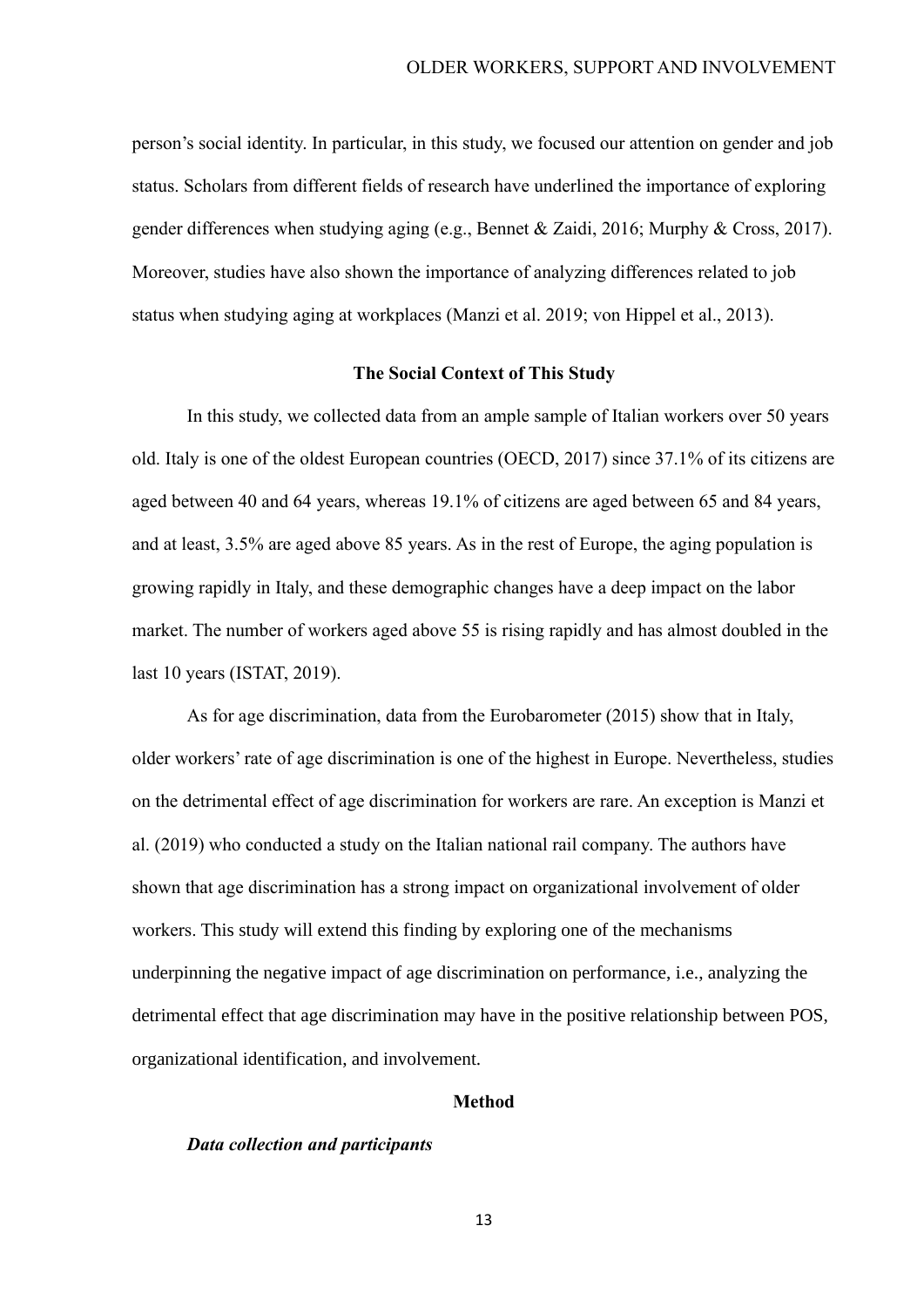person's social identity. In particular, in this study, we focused our attention on gender and job status. Scholars from different fields of research have underlined the importance of exploring gender differences when studying aging (e.g., Bennet & Zaidi, 2016; Murphy & Cross, 2017). Moreover, studies have also shown the importance of analyzing differences related to job status when studying aging at workplaces (Manzi et al. 2019; von Hippel et al., 2013).

## The Social Context of This Study

In this study, we collected data from an ample sample of Italian workers over 50 years old. Italy is one of the oldest European countries (OECD, 2017) since 37.1% of its citizens are aged between 40 and 64 years, whereas 19.1% of citizens are aged between 65 and 84 years, and at least, 3.5% are aged above 85 years. As in the rest of Europe, the aging population is growing rapidly in Italy, and these demographic changes have a deep impact on the labor market. The number of workers aged above 55 is rising rapidly and has almost doubled in the last 10 years (ISTAT, 2019).

As for age discrimination, data from the Eurobarometer (2015) show that in Italy, older workers' rate of age discrimination is one of the highest in Europe. Nevertheless, studies on the detrimental effect of age discrimination for workers are rare. An exception is Manzi et al. (2019) who conducted a study on the Italian national rail company. The authors have shown that age discrimination has a strong impact on organizational involvement of older workers. This study will extend this finding by exploring one of the mechanisms underpinning the negative impact of age discrimination on performance, i.e., analyzing the detrimental effect that age discrimination may have in the positive relationship between POS, organizational identification, and involvement.

## Method

### *Data collection and participants*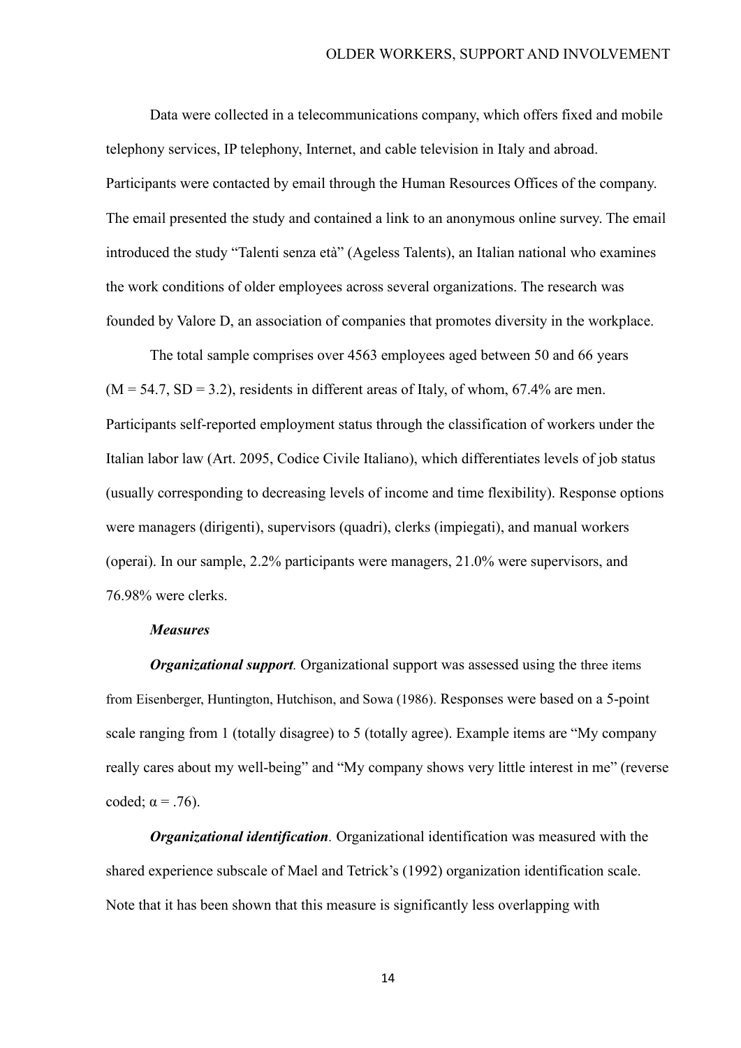Data were collected in a telecommunications company, which offers fixed and mobile telephony services, IP telephony, Internet, and cable television in Italy and abroad. Participants were contacted by email through the Human Resources Offices of the company. The email presented the study and contained a link to an anonymous online survey. The email introduced the study "Talenti senza età" (Ageless Talents), an Italian national who examines the work conditions of older employees across several organizations. The research was founded by Valore D, an association of companies that promotes diversity in the workplace.

The total sample comprises over 4563 employees aged between 50 and 66 years ($M = 54.7$, $SD = 3.2$), residents in different areas of Italy, of whom, 67.4% are men. Participants self-reported employment status through the classification of workers under the Italian labor law (Art. 2095, Codice Civile Italiano), which differentiates levels of job status (usually corresponding to decreasing levels of income and time flexibility). Response options were managers (dirigenti), supervisors (quadri), clerks (impiegati), and manual workers (operai). In our sample, 2.2% participants were managers, 21.0% were supervisors, and 76.98% were clerks.

***Measures***

***Organizational support.*** Organizational support was assessed using the three items from Eisenberger, Huntington, Hutchison, and Sowa (1986). Responses were based on a 5-point scale ranging from 1 (totally disagree) to 5 (totally agree). Example items are "My company really cares about my well-being" and "My company shows very little interest in me" (reverse coded; $\alpha = .76$).

***Organizational identification.*** Organizational identification was measured with the shared experience subscale of Mael and Tetrick's (1992) organization identification scale. Note that it has been shown that this measure is significantly less overlapping with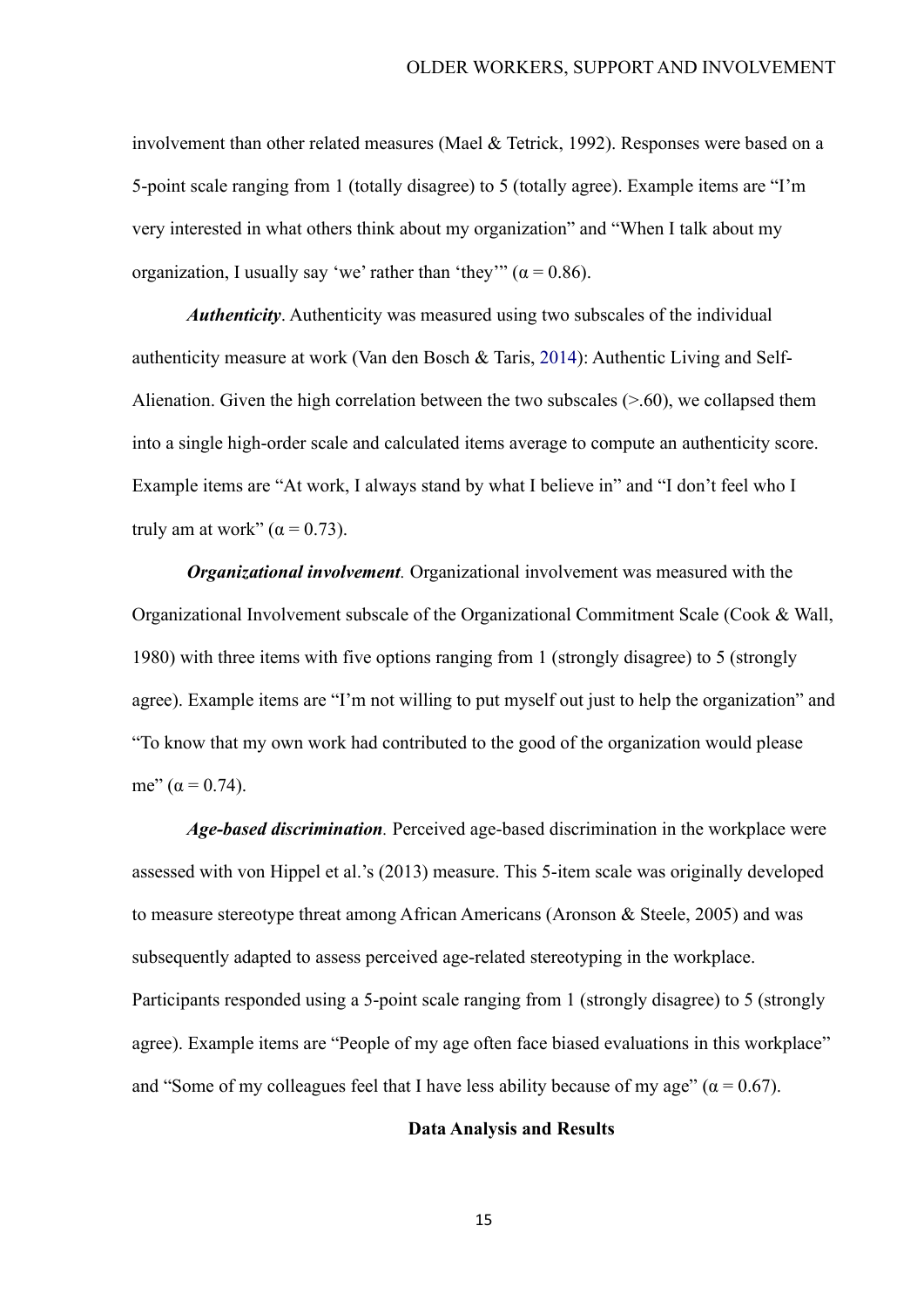involvement than other related measures (Mael & Tetrick, 1992). Responses were based on a 5-point scale ranging from 1 (totally disagree) to 5 (totally agree). Example items are “I’m very interested in what others think about my organization” and “When I talk about my organization, I usually say ‘we’ rather than ‘they’” ($\alpha = 0.86$).

***Authenticity***. Authenticity was measured using two subscales of the individual authenticity measure at work (Van den Bosch & Taris, 2014): Authentic Living and Self-Alienation. Given the high correlation between the two subscales (>.60), we collapsed them into a single high-order scale and calculated items average to compute an authenticity score. Example items are “At work, I always stand by what I believe in” and “I don’t feel who I truly am at work” ($\alpha = 0.73$).

***Organizational involvement***. Organizational involvement was measured with the Organizational Involvement subscale of the Organizational Commitment Scale (Cook & Wall, 1980) with three items with five options ranging from 1 (strongly disagree) to 5 (strongly agree). Example items are “I’m not willing to put myself out just to help the organization” and “To know that my own work had contributed to the good of the organization would please me” ($\alpha = 0.74$).

***Age-based discrimination***. Perceived age-based discrimination in the workplace were assessed with von Hippel et al.’s (2013) measure. This 5-item scale was originally developed to measure stereotype threat among African Americans (Aronson & Steele, 2005) and was subsequently adapted to assess perceived age-related stereotyping in the workplace. Participants responded using a 5-point scale ranging from 1 (strongly disagree) to 5 (strongly agree). Example items are “People of my age often face biased evaluations in this workplace” and “Some of my colleagues feel that I have less ability because of my age” ($\alpha = 0.67$).

## Data Analysis and Results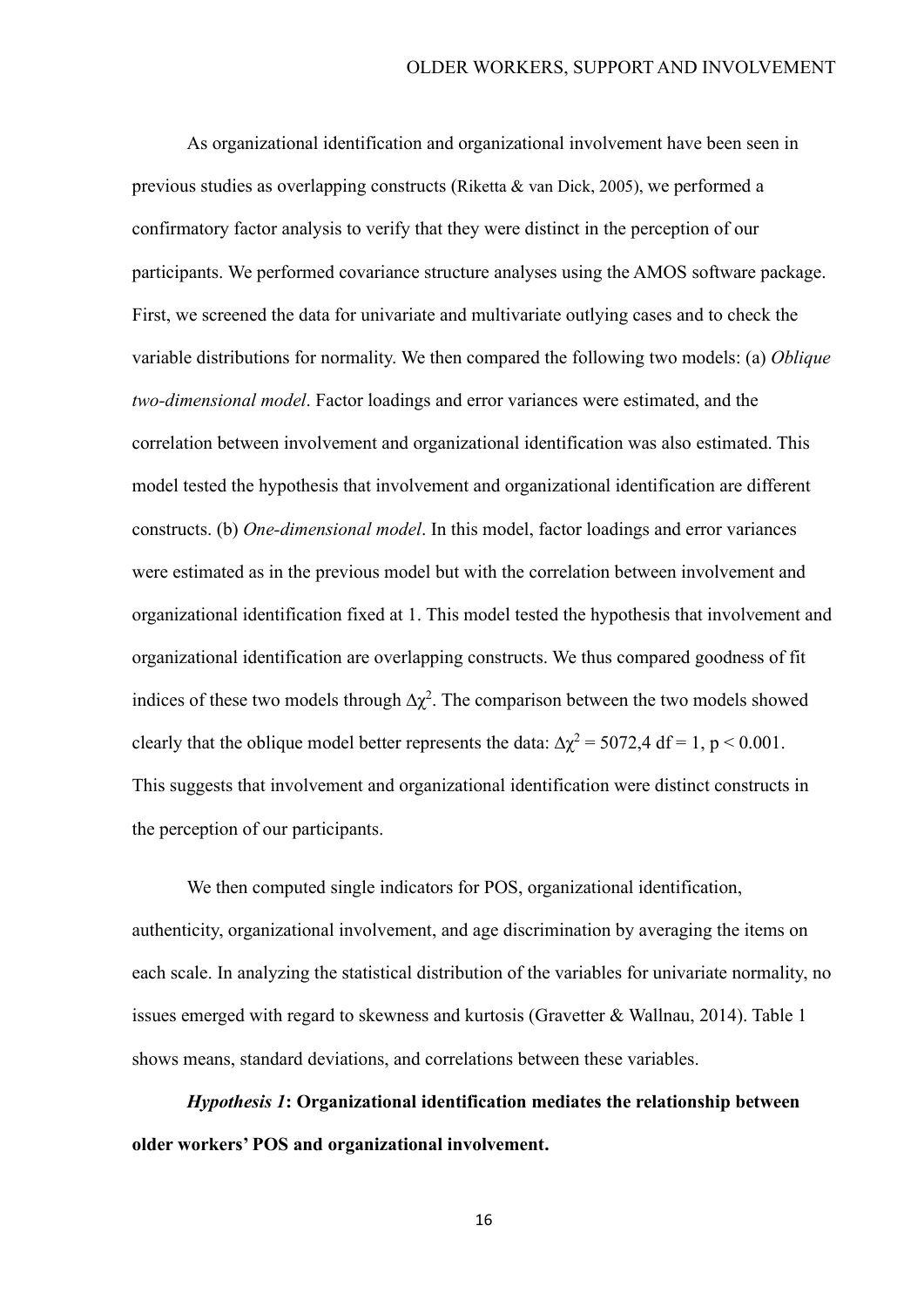As organizational identification and organizational involvement have been seen in previous studies as overlapping constructs (Riketta & van Dick, 2005), we performed a confirmatory factor analysis to verify that they were distinct in the perception of our participants. We performed covariance structure analyses using the AMOS software package. First, we screened the data for univariate and multivariate outlying cases and to check the variable distributions for normality. We then compared the following two models: (a) *Oblique two-dimensional model*. Factor loadings and error variances were estimated, and the correlation between involvement and organizational identification was also estimated. This model tested the hypothesis that involvement and organizational identification are different constructs. (b) *One-dimensional model*. In this model, factor loadings and error variances were estimated as in the previous model but with the correlation between involvement and organizational identification fixed at 1. This model tested the hypothesis that involvement and organizational identification are overlapping constructs. We thus compared goodness of fit indices of these two models through $\Delta\chi^2$. The comparison between the two models showed clearly that the oblique model better represents the data: $\Delta\chi^2 = 5072{,}4$ df = 1, $p < 0.001$. This suggests that involvement and organizational identification were distinct constructs in the perception of our participants.

We then computed single indicators for POS, organizational identification, authenticity, organizational involvement, and age discrimination by averaging the items on each scale. In analyzing the statistical distribution of the variables for univariate normality, no issues emerged with regard to skewness and kurtosis (Gravetter & Wallnau, 2014). Table 1 shows means, standard deviations, and correlations between these variables.

***Hypothesis 1*: Organizational identification mediates the relationship between older workers' POS and organizational involvement.**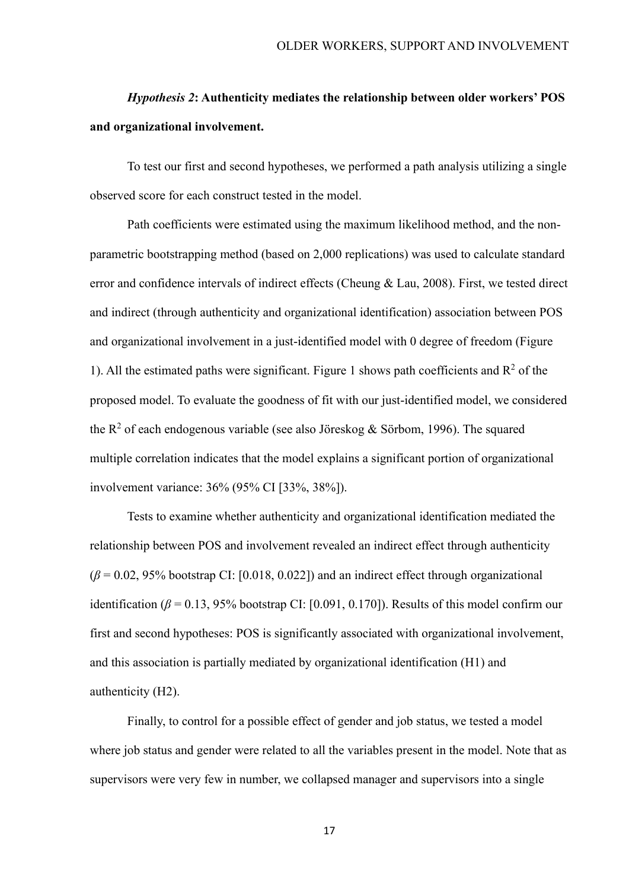*Hypothesis 2*: **Authenticity mediates the relationship between older workers' POS and organizational involvement.**

To test our first and second hypotheses, we performed a path analysis utilizing a single observed score for each construct tested in the model.

Path coefficients were estimated using the maximum likelihood method, and the non-parametric bootstrapping method (based on 2,000 replications) was used to calculate standard error and confidence intervals of indirect effects (Cheung & Lau, 2008). First, we tested direct and indirect (through authenticity and organizational identification) association between POS and organizational involvement in a just-identified model with 0 degree of freedom (Figure 1). All the estimated paths were significant. Figure 1 shows path coefficients and $R^2$ of the proposed model. To evaluate the goodness of fit with our just-identified model, we considered the $R^2$ of each endogenous variable (see also Jöreskog & Sörbom, 1996). The squared multiple correlation indicates that the model explains a significant portion of organizational involvement variance: 36% (95% CI [33%, 38%]).

Tests to examine whether authenticity and organizational identification mediated the relationship between POS and involvement revealed an indirect effect through authenticity ($\beta = 0.02$, 95% bootstrap CI: [0.018, 0.022]) and an indirect effect through organizational identification ($\beta = 0.13$, 95% bootstrap CI: [0.091, 0.170]). Results of this model confirm our first and second hypotheses: POS is significantly associated with organizational involvement, and this association is partially mediated by organizational identification (H1) and authenticity (H2).

Finally, to control for a possible effect of gender and job status, we tested a model where job status and gender were related to all the variables present in the model. Note that as supervisors were very few in number, we collapsed manager and supervisors into a single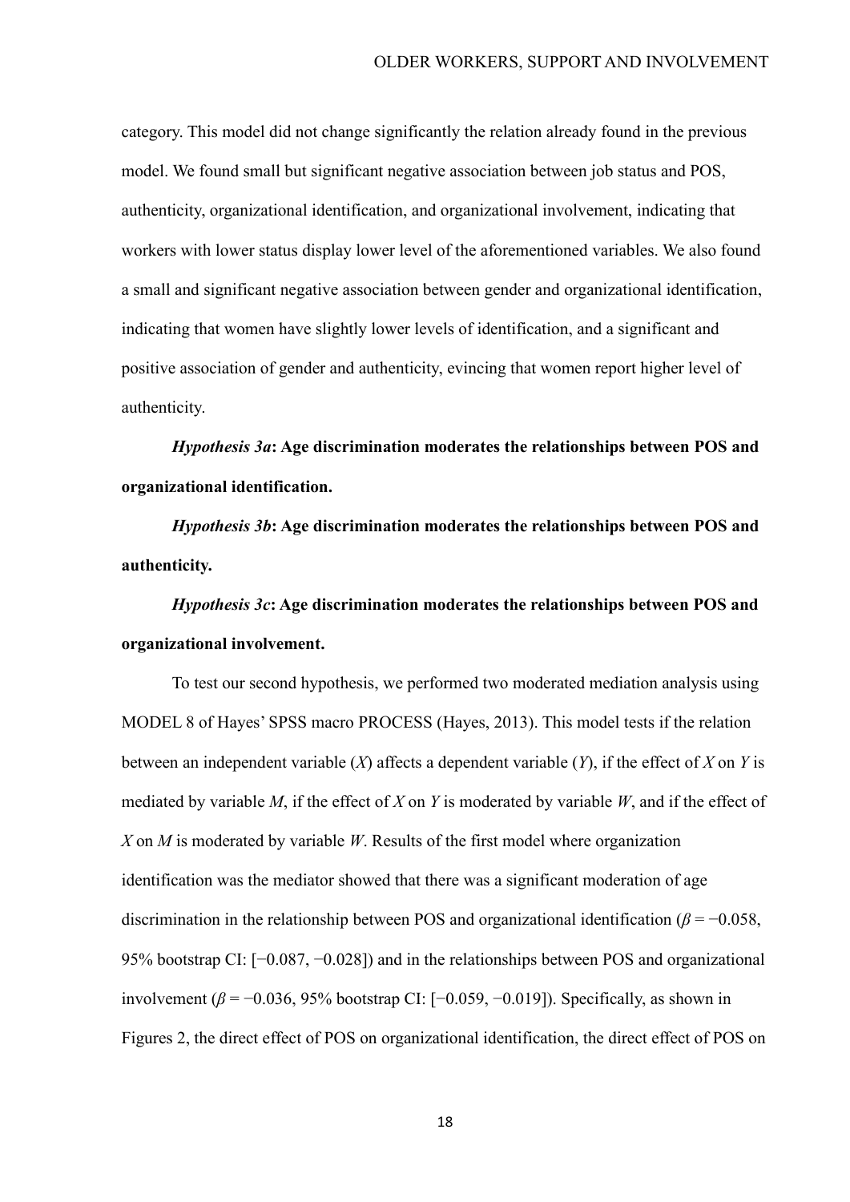category. This model did not change significantly the relation already found in the previous model. We found small but significant negative association between job status and POS, authenticity, organizational identification, and organizational involvement, indicating that workers with lower status display lower level of the aforementioned variables. We also found a small and significant negative association between gender and organizational identification, indicating that women have slightly lower levels of identification, and a significant and positive association of gender and authenticity, evincing that women report higher level of authenticity.

***Hypothesis 3a*: Age discrimination moderates the relationships between POS and organizational identification.**

***Hypothesis 3b*: Age discrimination moderates the relationships between POS and authenticity.**

***Hypothesis 3c*: Age discrimination moderates the relationships between POS and organizational involvement.**

To test our second hypothesis, we performed two moderated mediation analysis using MODEL 8 of Hayes' SPSS macro PROCESS (Hayes, 2013). This model tests if the relation between an independent variable ($X$) affects a dependent variable ($Y$), if the effect of $X$ on $Y$ is mediated by variable $M$, if the effect of $X$ on $Y$ is moderated by variable $W$, and if the effect of $X$ on $M$ is moderated by variable $W$. Results of the first model where organization identification was the mediator showed that there was a significant moderation of age discrimination in the relationship between POS and organizational identification ($\beta = -0.058$, 95% bootstrap CI: [−0.087, −0.028]) and in the relationships between POS and organizational involvement ($\beta = -0.036$, 95% bootstrap CI: [−0.059, −0.019]). Specifically, as shown in Figures 2, the direct effect of POS on organizational identification, the direct effect of POS on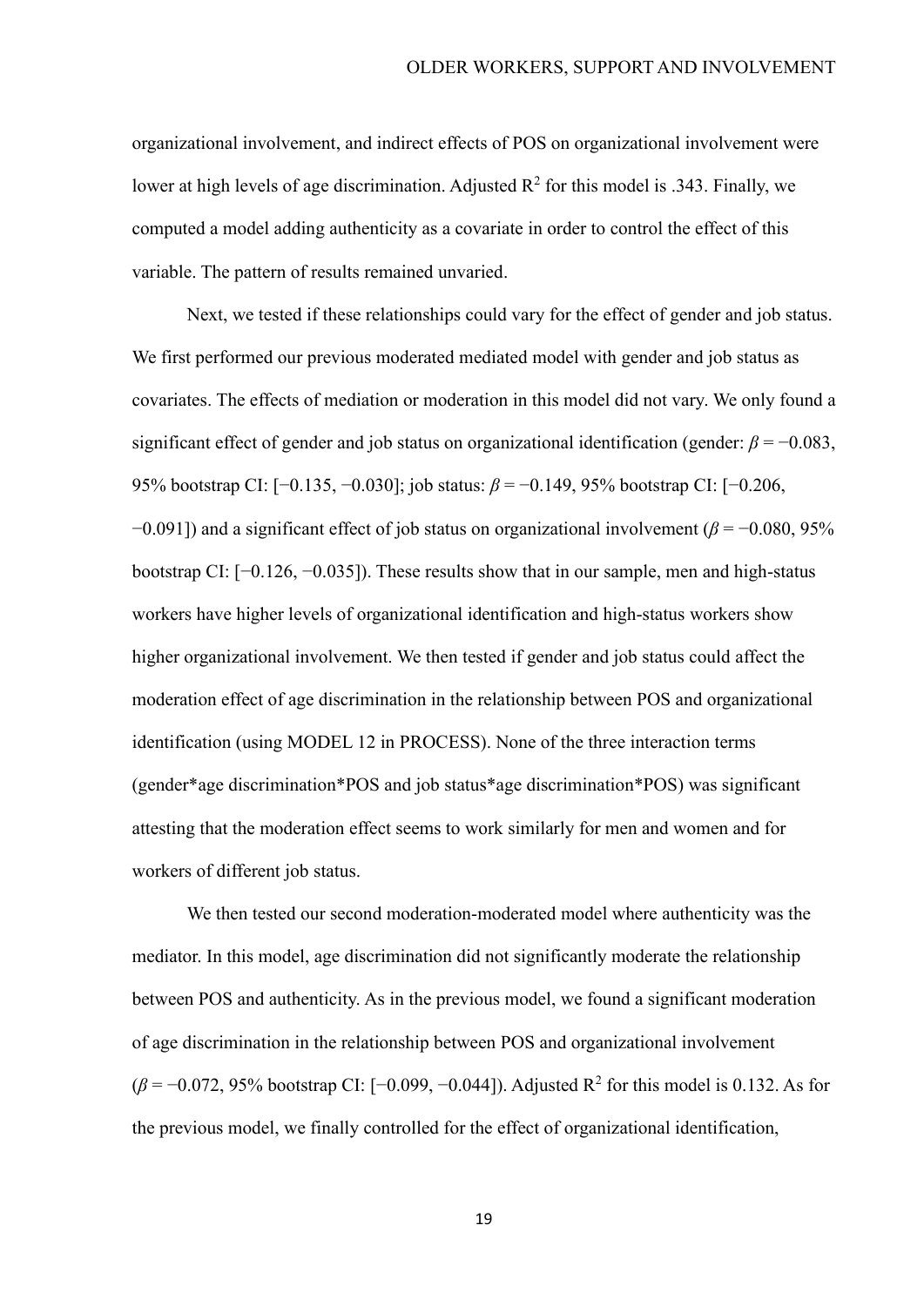organizational involvement, and indirect effects of POS on organizational involvement were lower at high levels of age discrimination. Adjusted $R^2$ for this model is .343. Finally, we computed a model adding authenticity as a covariate in order to control the effect of this variable. The pattern of results remained unvaried.

Next, we tested if these relationships could vary for the effect of gender and job status. We first performed our previous moderated mediated model with gender and job status as covariates. The effects of mediation or moderation in this model did not vary. We only found a significant effect of gender and job status on organizational identification (gender: $\beta = -0.083$, 95% bootstrap CI: [−0.135, −0.030]; job status: $\beta = -0.149$, 95% bootstrap CI: [−0.206, −0.091]) and a significant effect of job status on organizational involvement ($\beta = -0.080$, 95% bootstrap CI: [−0.126, −0.035]). These results show that in our sample, men and high-status workers have higher levels of organizational identification and high-status workers show higher organizational involvement. We then tested if gender and job status could affect the moderation effect of age discrimination in the relationship between POS and organizational identification (using MODEL 12 in PROCESS). None of the three interaction terms (gender*age discrimination*POS and job status*age discrimination*POS) was significant attesting that the moderation effect seems to work similarly for men and women and for workers of different job status.

We then tested our second moderation-moderated model where authenticity was the mediator. In this model, age discrimination did not significantly moderate the relationship between POS and authenticity. As in the previous model, we found a significant moderation of age discrimination in the relationship between POS and organizational involvement ($\beta = -0.072$, 95% bootstrap CI: [−0.099, −0.044]). Adjusted $R^2$ for this model is 0.132. As for the previous model, we finally controlled for the effect of organizational identification,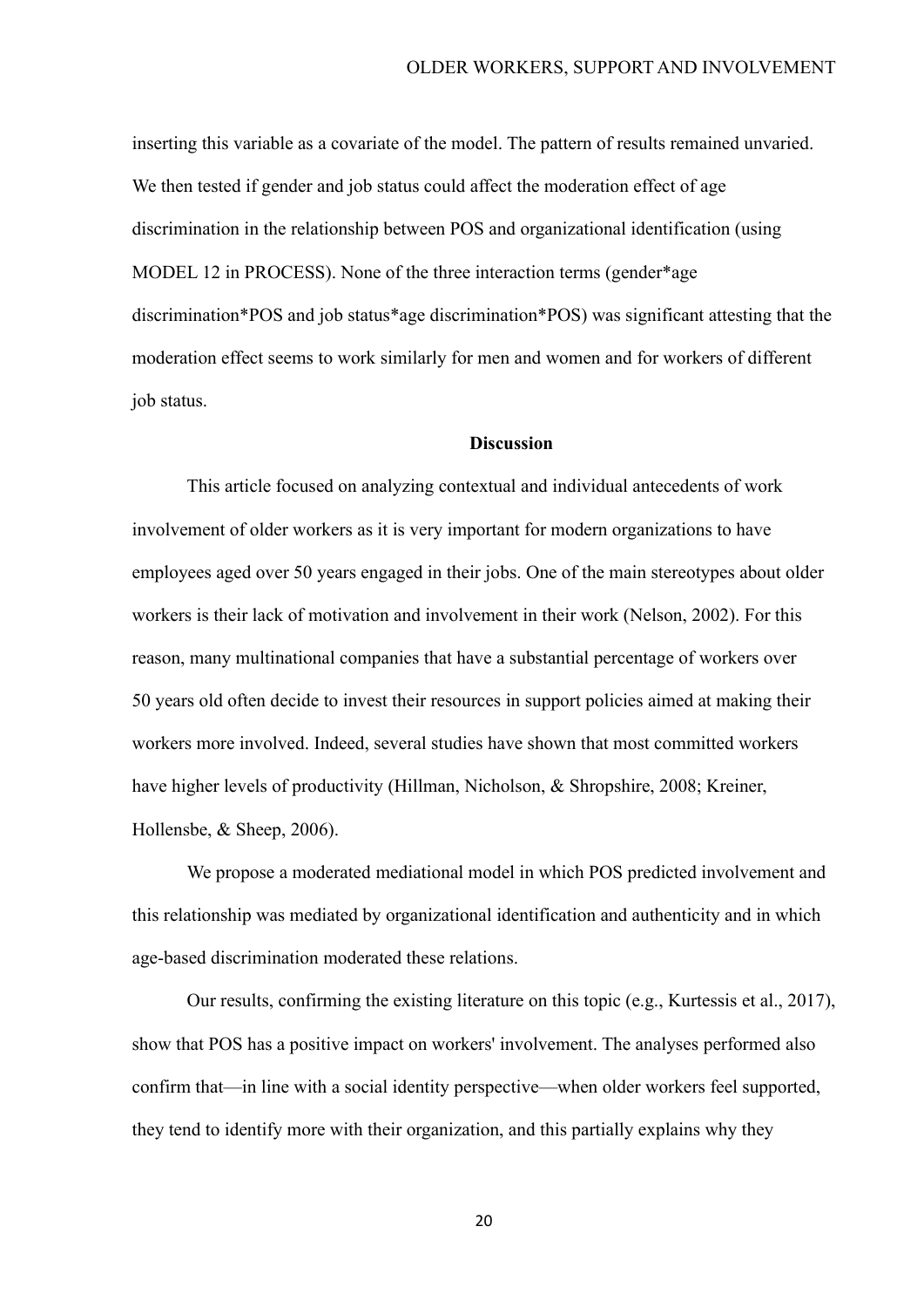inserting this variable as a covariate of the model. The pattern of results remained unvaried. We then tested if gender and job status could affect the moderation effect of age discrimination in the relationship between POS and organizational identification (using MODEL 12 in PROCESS). None of the three interaction terms (gender*age discrimination*POS and job status*age discrimination*POS) was significant attesting that the moderation effect seems to work similarly for men and women and for workers of different job status.

## Discussion

This article focused on analyzing contextual and individual antecedents of work involvement of older workers as it is very important for modern organizations to have employees aged over 50 years engaged in their jobs. One of the main stereotypes about older workers is their lack of motivation and involvement in their work (Nelson, 2002). For this reason, many multinational companies that have a substantial percentage of workers over 50 years old often decide to invest their resources in support policies aimed at making their workers more involved. Indeed, several studies have shown that most committed workers have higher levels of productivity (Hillman, Nicholson, & Shropshire, 2008; Kreiner, Hollensbe, & Sheep, 2006).

We propose a moderated mediational model in which POS predicted involvement and this relationship was mediated by organizational identification and authenticity and in which age-based discrimination moderated these relations.

Our results, confirming the existing literature on this topic (e.g., Kurtessis et al., 2017), show that POS has a positive impact on workers' involvement. The analyses performed also confirm that—in line with a social identity perspective—when older workers feel supported, they tend to identify more with their organization, and this partially explains why they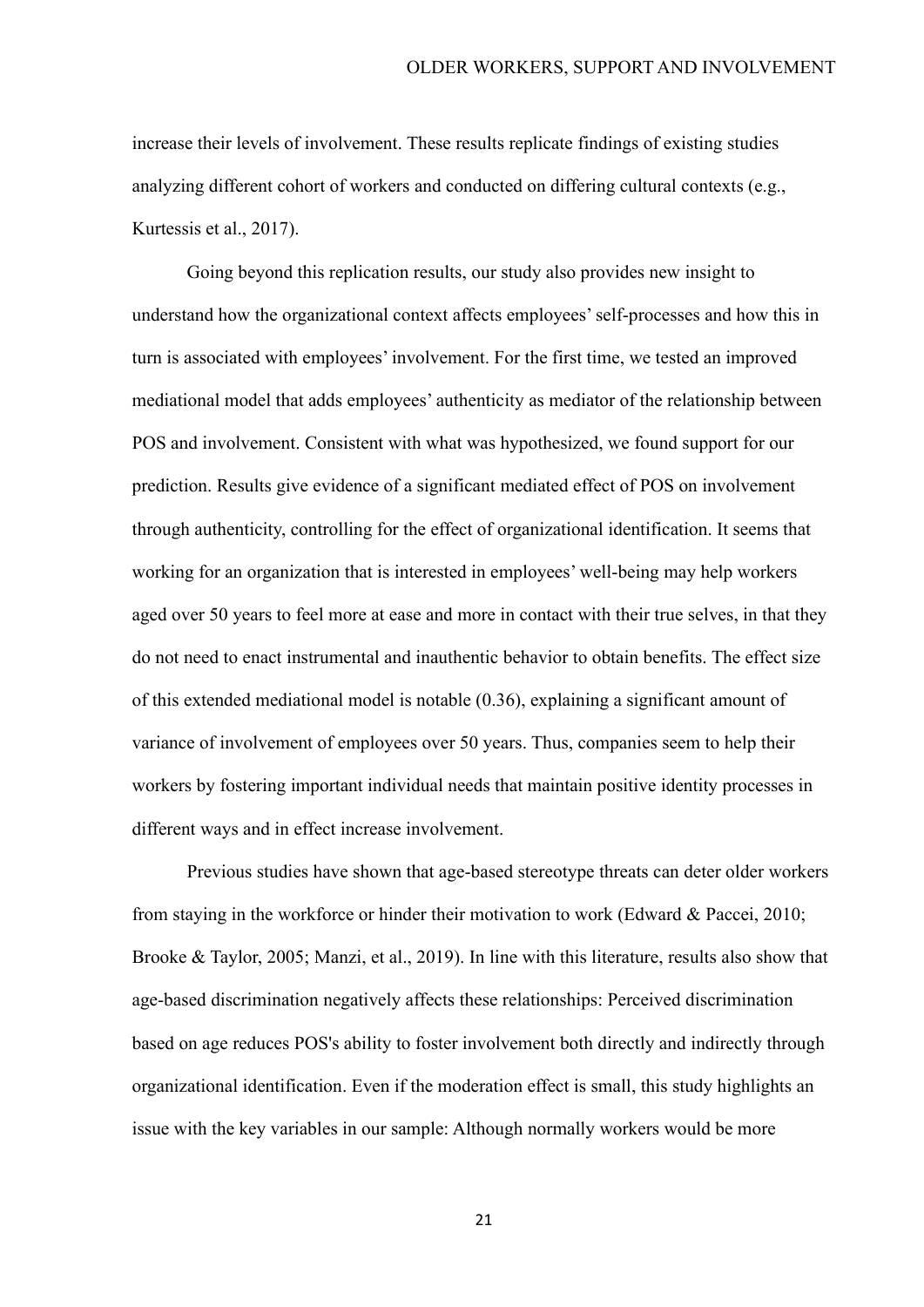increase their levels of involvement. These results replicate findings of existing studies analyzing different cohort of workers and conducted on differing cultural contexts (e.g., Kurtessis et al., 2017).

Going beyond this replication results, our study also provides new insight to understand how the organizational context affects employees' self-processes and how this in turn is associated with employees' involvement. For the first time, we tested an improved mediational model that adds employees' authenticity as mediator of the relationship between POS and involvement. Consistent with what was hypothesized, we found support for our prediction. Results give evidence of a significant mediated effect of POS on involvement through authenticity, controlling for the effect of organizational identification. It seems that working for an organization that is interested in employees' well-being may help workers aged over 50 years to feel more at ease and more in contact with their true selves, in that they do not need to enact instrumental and inauthentic behavior to obtain benefits. The effect size of this extended mediational model is notable (0.36), explaining a significant amount of variance of involvement of employees over 50 years. Thus, companies seem to help their workers by fostering important individual needs that maintain positive identity processes in different ways and in effect increase involvement.

Previous studies have shown that age-based stereotype threats can deter older workers from staying in the workforce or hinder their motivation to work (Edward & Paccei, 2010; Brooke & Taylor, 2005; Manzi, et al., 2019). In line with this literature, results also show that age-based discrimination negatively affects these relationships: Perceived discrimination based on age reduces POS's ability to foster involvement both directly and indirectly through organizational identification. Even if the moderation effect is small, this study highlights an issue with the key variables in our sample: Although normally workers would be more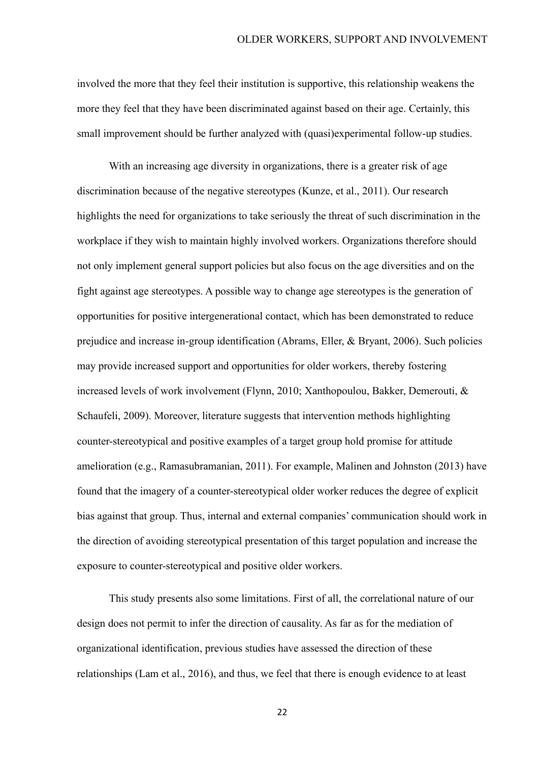involved the more that they feel their institution is supportive, this relationship weakens the more they feel that they have been discriminated against based on their age. Certainly, this small improvement should be further analyzed with (quasi)experimental follow-up studies.

With an increasing age diversity in organizations, there is a greater risk of age discrimination because of the negative stereotypes (Kunze, et al., 2011). Our research highlights the need for organizations to take seriously the threat of such discrimination in the workplace if they wish to maintain highly involved workers. Organizations therefore should not only implement general support policies but also focus on the age diversities and on the fight against age stereotypes. A possible way to change age stereotypes is the generation of opportunities for positive intergenerational contact, which has been demonstrated to reduce prejudice and increase in-group identification (Abrams, Eller, & Bryant, 2006). Such policies may provide increased support and opportunities for older workers, thereby fostering increased levels of work involvement (Flynn, 2010; Xanthopoulou, Bakker, Demerouti, & Schaufeli, 2009). Moreover, literature suggests that intervention methods highlighting counter-stereotypical and positive examples of a target group hold promise for attitude amelioration (e.g., Ramasubramanian, 2011). For example, Malinen and Johnston (2013) have found that the imagery of a counter-stereotypical older worker reduces the degree of explicit bias against that group. Thus, internal and external companies' communication should work in the direction of avoiding stereotypical presentation of this target population and increase the exposure to counter-stereotypical and positive older workers.

This study presents also some limitations. First of all, the correlational nature of our design does not permit to infer the direction of causality. As far as for the mediation of organizational identification, previous studies have assessed the direction of these relationships (Lam et al., 2016), and thus, we feel that there is enough evidence to at least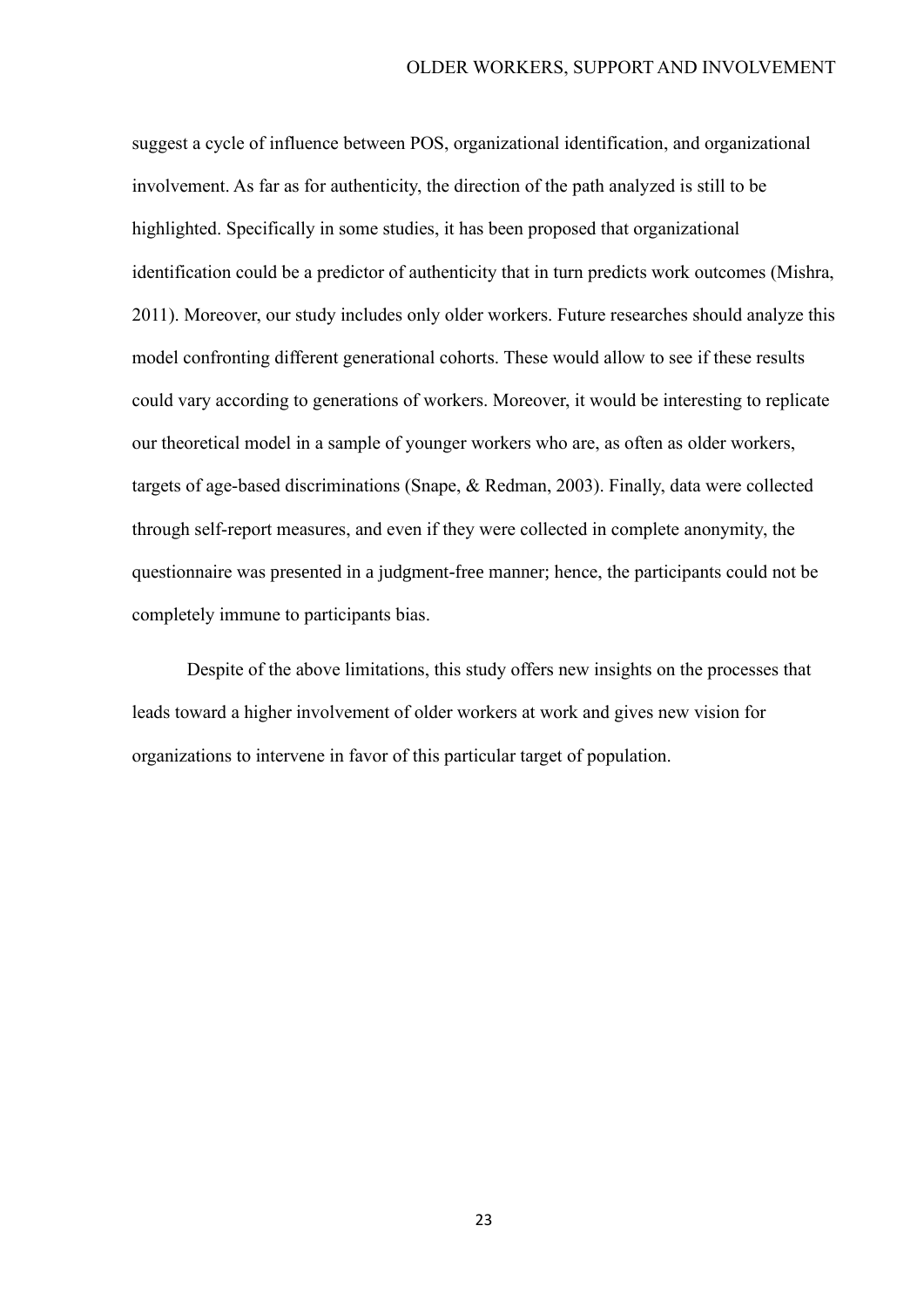suggest a cycle of influence between POS, organizational identification, and organizational involvement. As far as for authenticity, the direction of the path analyzed is still to be highlighted. Specifically in some studies, it has been proposed that organizational identification could be a predictor of authenticity that in turn predicts work outcomes (Mishra, 2011). Moreover, our study includes only older workers. Future researches should analyze this model confronting different generational cohorts. These would allow to see if these results could vary according to generations of workers. Moreover, it would be interesting to replicate our theoretical model in a sample of younger workers who are, as often as older workers, targets of age-based discriminations (Snape, & Redman, 2003). Finally, data were collected through self-report measures, and even if they were collected in complete anonymity, the questionnaire was presented in a judgment-free manner; hence, the participants could not be completely immune to participants bias.

Despite of the above limitations, this study offers new insights on the processes that leads toward a higher involvement of older workers at work and gives new vision for organizations to intervene in favor of this particular target of population.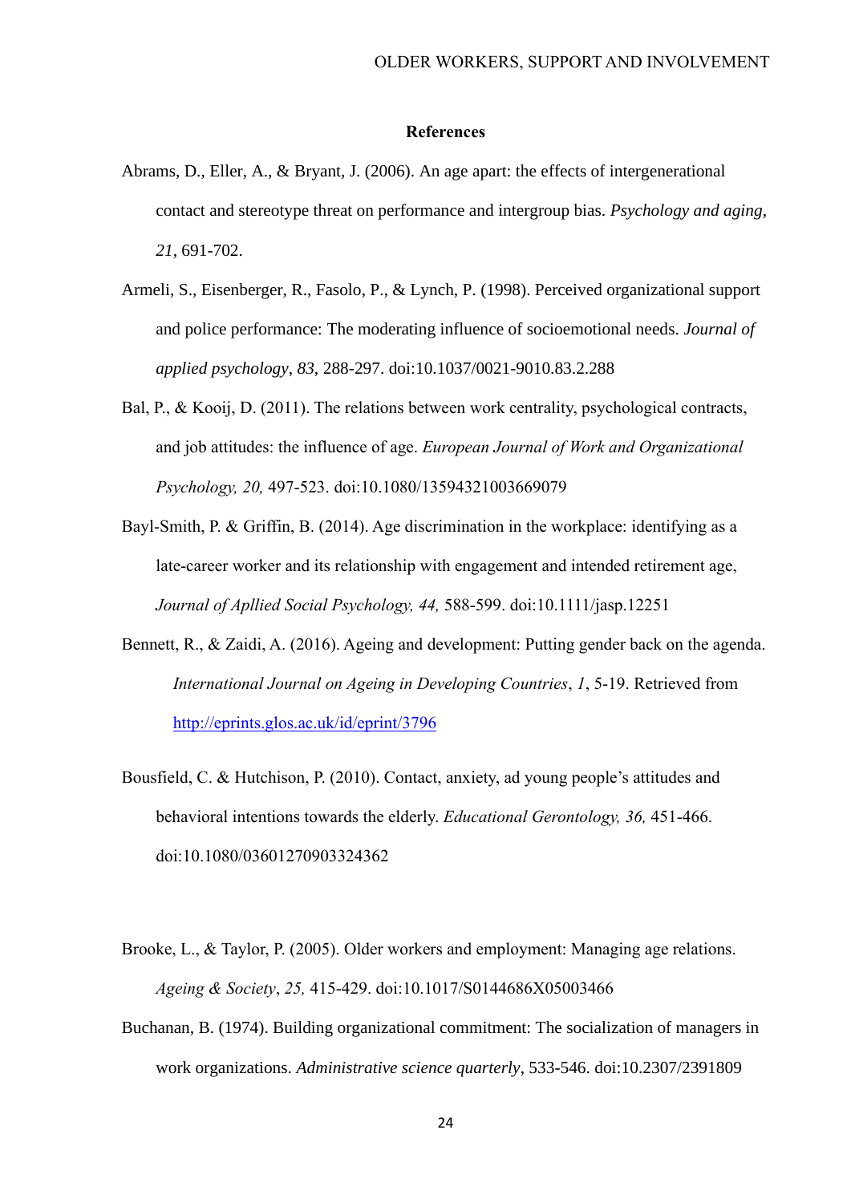**References**

Abrams, D., Eller, A., & Bryant, J. (2006). An age apart: the effects of intergenerational contact and stereotype threat on performance and intergroup bias. *Psychology and aging*, *21*, 691-702.

Armeli, S., Eisenberger, R., Fasolo, P., & Lynch, P. (1998). Perceived organizational support and police performance: The moderating influence of socioemotional needs. *Journal of applied psychology*, *83*, 288-297. doi:10.1037/0021-9010.83.2.288

Bal, P., & Kooij, D. (2011). The relations between work centrality, psychological contracts, and job attitudes: the influence of age. *European Journal of Work and Organizational Psychology, 20,* 497-523. doi:10.1080/13594321003669079

Bayl-Smith, P. & Griffin, B. (2014). Age discrimination in the workplace: identifying as a late-career worker and its relationship with engagement and intended retirement age, *Journal of Apllied Social Psychology, 44,* 588-599. doi:10.1111/jasp.12251

Bennett, R., & Zaidi, A. (2016). Ageing and development: Putting gender back on the agenda. *International Journal on Ageing in Developing Countries*, *1*, 5-19. Retrieved from http://eprints.glos.ac.uk/id/eprint/3796

Bousfield, C. & Hutchison, P. (2010). Contact, anxiety, ad young people's attitudes and behavioral intentions towards the elderly. *Educational Gerontology, 36,* 451-466. doi:10.1080/03601270903324362

Brooke, L., & Taylor, P. (2005). Older workers and employment: Managing age relations. *Ageing & Society*, *25,* 415-429. doi:10.1017/S0144686X05003466

Buchanan, B. (1974). Building organizational commitment: The socialization of managers in work organizations. *Administrative science quarterly*, 533-546. doi:10.2307/2391809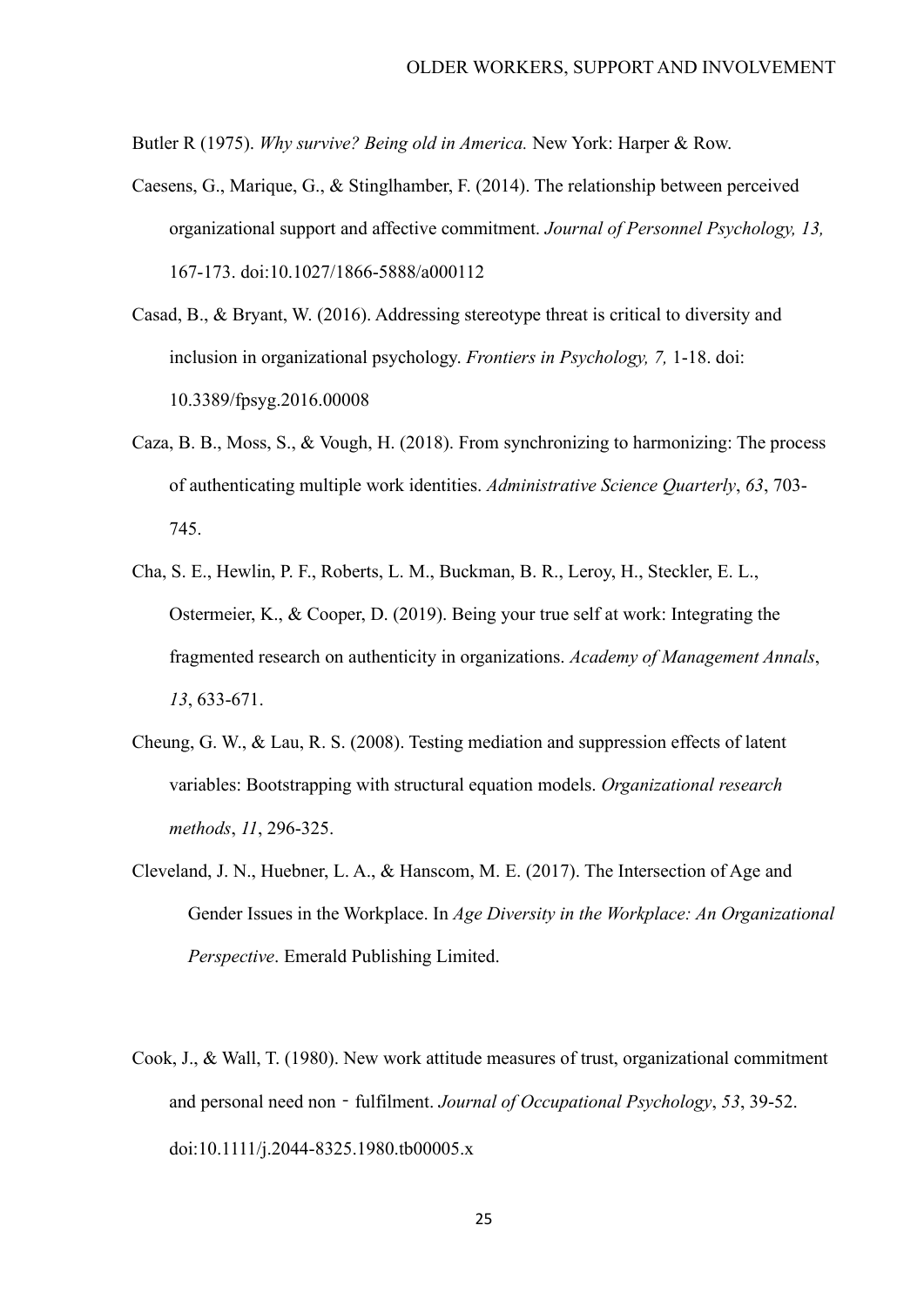Butler R (1975). *Why survive? Being old in America.* New York: Harper & Row.

Caesens, G., Marique, G., & Stinglhamber, F. (2014). The relationship between perceived organizational support and affective commitment. *Journal of Personnel Psychology, 13,* 167-173. doi:10.1027/1866-5888/a000112

Casad, B., & Bryant, W. (2016). Addressing stereotype threat is critical to diversity and inclusion in organizational psychology. *Frontiers in Psychology, 7,* 1-18. doi: 10.3389/fpsyg.2016.00008

Caza, B. B., Moss, S., & Vough, H. (2018). From synchronizing to harmonizing: The process of authenticating multiple work identities. *Administrative Science Quarterly*, *63*, 703-745.

Cha, S. E., Hewlin, P. F., Roberts, L. M., Buckman, B. R., Leroy, H., Steckler, E. L., Ostermeier, K., & Cooper, D. (2019). Being your true self at work: Integrating the fragmented research on authenticity in organizations. *Academy of Management Annals*, *13*, 633-671.

Cheung, G. W., & Lau, R. S. (2008). Testing mediation and suppression effects of latent variables: Bootstrapping with structural equation models. *Organizational research methods*, *11*, 296-325.

Cleveland, J. N., Huebner, L. A., & Hanscom, M. E. (2017). The Intersection of Age and Gender Issues in the Workplace. In *Age Diversity in the Workplace: An Organizational Perspective*. Emerald Publishing Limited.

Cook, J., & Wall, T. (1980). New work attitude measures of trust, organizational commitment and personal need non‐fulfilment. *Journal of Occupational Psychology*, *53*, 39-52. doi:10.1111/j.2044-8325.1980.tb00005.x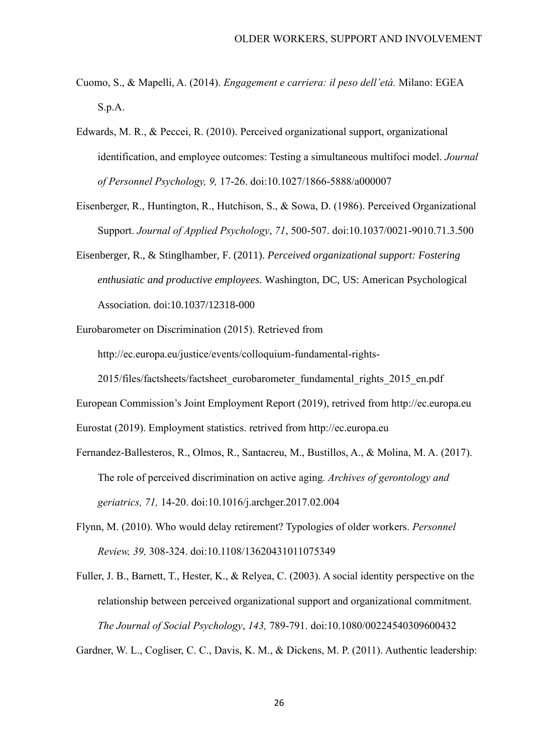Cuomo, S., & Mapelli, A. (2014). *Engagement e carriera: il peso dell'età.* Milano: EGEA S.p.A.

Edwards, M. R., & Peccei, R. (2010). Perceived organizational support, organizational identification, and employee outcomes: Testing a simultaneous multifoci model. *Journal of Personnel Psychology, 9,* 17-26. doi:10.1027/1866-5888/a000007

Eisenberger, R., Huntington, R., Hutchison, S., & Sowa, D. (1986). Perceived Organizational Support. *Journal of Applied Psychology*, *71*, 500-507. doi:10.1037/0021-9010.71.3.500

Eisenberger, R., & Stinglhamber, F. (2011). *Perceived organizational support: Fostering enthusiatic and productive employees.* Washington, DC, US: American Psychological Association. doi:10.1037/12318-000

Eurobarometer on Discrimination (2015). Retrieved from http://ec.europa.eu/justice/events/colloquium-fundamental-rights-2015/files/factsheets/factsheet_eurobarometer_fundamental_rights_2015_en.pdf

European Commission's Joint Employment Report (2019), retrived from http://ec.europa.eu

Eurostat (2019). Employment statistics. retrived from http://ec.europa.eu

Fernandez-Ballesteros, R., Olmos, R., Santacreu, M., Bustillos, A., & Molina, M. A. (2017). The role of perceived discrimination on active aging*. Archives of gerontology and geriatrics, 71,* 14-20. doi:10.1016/j.archger.2017.02.004

Flynn, M. (2010). Who would delay retirement? Typologies of older workers. *Personnel Review, 39,* 308-324. doi:10.1108/13620431011075349

Fuller, J. B., Barnett, T., Hester, K., & Relyea, C. (2003). A social identity perspective on the relationship between perceived organizational support and organizational commitment. *The Journal of Social Psychology*, *143,* 789-791. doi:10.1080/00224540309600432

Gardner, W. L., Cogliser, C. C., Davis, K. M., & Dickens, M. P. (2011). Authentic leadership: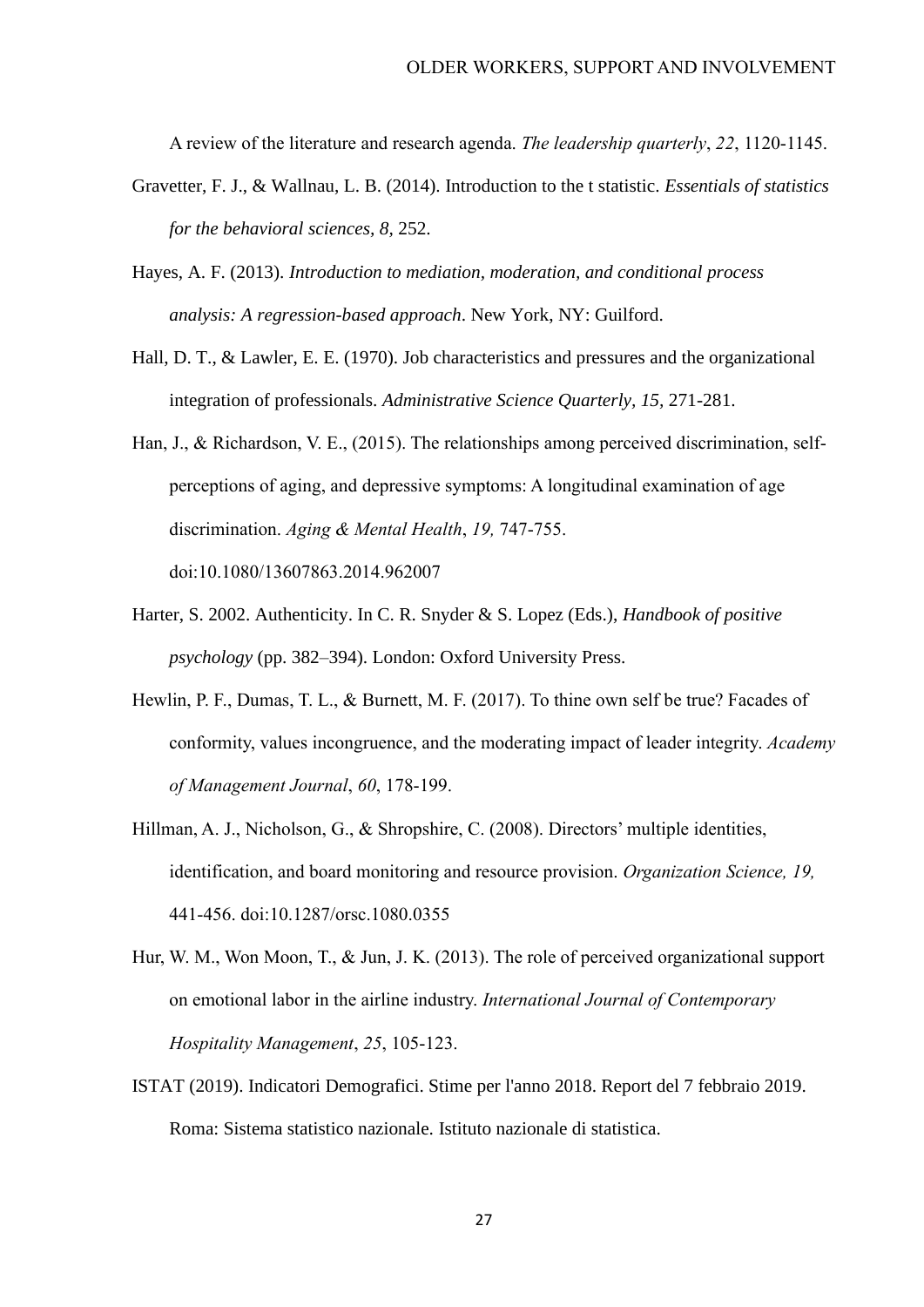A review of the literature and research agenda. *The leadership quarterly*, *22*, 1120-1145.

Gravetter, F. J., & Wallnau, L. B. (2014). Introduction to the t statistic. *Essentials of statistics for the behavioral sciences, 8*, 252.

Hayes, A. F. (2013). *Introduction to mediation, moderation, and conditional process analysis: A regression-based approach*. New York, NY: Guilford.

Hall, D. T., & Lawler, E. E. (1970). Job characteristics and pressures and the organizational integration of professionals. *Administrative Science Quarterly, 15,* 271-281.

Han, J., & Richardson, V. E., (2015). The relationships among perceived discrimination, self-perceptions of aging, and depressive symptoms: A longitudinal examination of age discrimination. *Aging & Mental Health*, *19,* 747-755. doi:10.1080/13607863.2014.962007

Harter, S. 2002. Authenticity. In C. R. Snyder & S. Lopez (Eds.), *Handbook of positive psychology* (pp. 382–394). London: Oxford University Press.

Hewlin, P. F., Dumas, T. L., & Burnett, M. F. (2017). To thine own self be true? Facades of conformity, values incongruence, and the moderating impact of leader integrity. *Academy of Management Journal*, *60*, 178-199.

Hillman, A. J., Nicholson, G., & Shropshire, C. (2008). Directors' multiple identities, identification, and board monitoring and resource provision. *Organization Science, 19,* 441-456. doi:10.1287/orsc.1080.0355

Hur, W. M., Won Moon, T., & Jun, J. K. (2013). The role of perceived organizational support on emotional labor in the airline industry. *International Journal of Contemporary Hospitality Management*, *25*, 105-123.

ISTAT (2019). Indicatori Demografici. Stime per l'anno 2018. Report del 7 febbraio 2019. Roma: Sistema statistico nazionale. Istituto nazionale di statistica.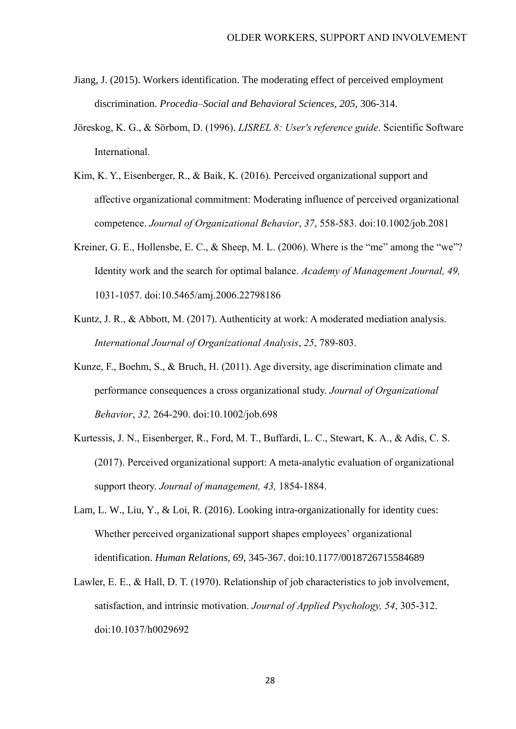Jiang, J. (2015). Workers identification. The moderating effect of perceived employment discrimination. *Procedia–Social and Behavioral Sciences, 205,* 306-314.

Jöreskog, K. G., & Sörbom, D. (1996). *LISREL 8: User's reference guide*. Scientific Software International.

Kim, K. Y., Eisenberger, R., & Baik, K. (2016). Perceived organizational support and affective organizational commitment: Moderating influence of perceived organizational competence. *Journal of Organizational Behavior*, *37*, 558-583. doi:10.1002/job.2081

Kreiner, G. E., Hollensbe, E. C., & Sheep, M. L. (2006). Where is the "me" among the "we"? Identity work and the search for optimal balance. *Academy of Management Journal, 49,* 1031-1057. doi:10.5465/amj.2006.22798186

Kuntz, J. R., & Abbott, M. (2017). Authenticity at work: A moderated mediation analysis. *International Journal of Organizational Analysis*, *25*, 789-803.

Kunze, F., Boehm, S., & Bruch, H. (2011). Age diversity, age discrimination climate and performance consequences a cross organizational study. *Journal of Organizational Behavior*, *32,* 264-290. doi:10.1002/job.698

Kurtessis, J. N., Eisenberger, R., Ford, M. T., Buffardi, L. C., Stewart, K. A., & Adis, C. S. (2017). Perceived organizational support: A meta-analytic evaluation of organizational support theory. *Journal of management, 43,* 1854-1884.

Lam, L. W., Liu, Y., & Loi, R. (2016). Looking intra-organizationally for identity cues: Whether perceived organizational support shapes employees' organizational identification. *Human Relations, 69,* 345-367. doi:10.1177/0018726715584689

Lawler, E. E., & Hall, D. T. (1970). Relationship of job characteristics to job involvement, satisfaction, and intrinsic motivation. *Journal of Applied Psychology, 54*, 305-312. doi:10.1037/h0029692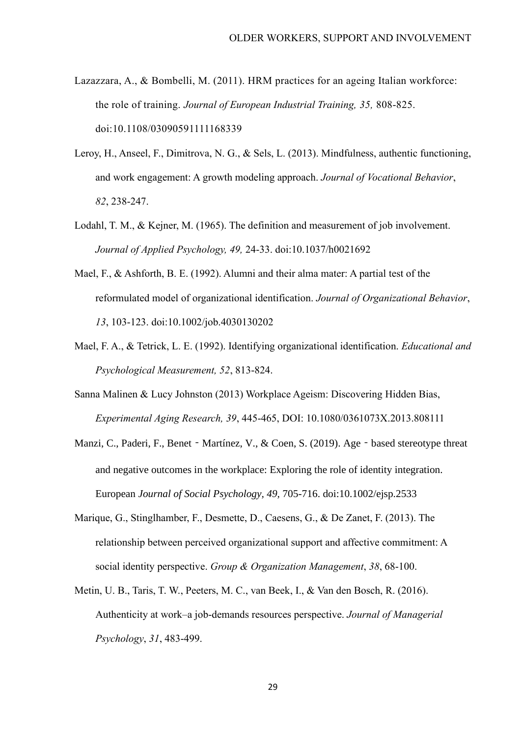Lazazzara, A., & Bombelli, M. (2011). HRM practices for an ageing Italian workforce: the role of training. *Journal of European Industrial Training, 35,* 808-825. doi:10.1108/03090591111168339

Leroy, H., Anseel, F., Dimitrova, N. G., & Sels, L. (2013). Mindfulness, authentic functioning, and work engagement: A growth modeling approach. *Journal of Vocational Behavior*, *82*, 238-247.

Lodahl, T. M., & Kejner, M. (1965). The definition and measurement of job involvement. *Journal of Applied Psychology, 49,* 24-33. doi:10.1037/h0021692

Mael, F., & Ashforth, B. E. (1992). Alumni and their alma mater: A partial test of the reformulated model of organizational identification. *Journal of Organizational Behavior*, *13*, 103-123. doi:10.1002/job.4030130202

Mael, F. A., & Tetrick, L. E. (1992). Identifying organizational identification. *Educational and Psychological Measurement, 52*, 813-824.

Sanna Malinen & Lucy Johnston (2013) Workplace Ageism: Discovering Hidden Bias, *Experimental Aging Research, 39*, 445-465, DOI: 10.1080/0361073X.2013.808111

Manzi, C., Paderi, F., Benet‐Martínez, V., & Coen, S. (2019). Age‐based stereotype threat and negative outcomes in the workplace: Exploring the role of identity integration. European *Journal of Social Psychology, 49,* 705-716. doi:10.1002/ejsp.2533

Marique, G., Stinglhamber, F., Desmette, D., Caesens, G., & De Zanet, F. (2013). The relationship between perceived organizational support and affective commitment: A social identity perspective. *Group & Organization Management*, *38*, 68-100.

Metin, U. B., Taris, T. W., Peeters, M. C., van Beek, I., & Van den Bosch, R. (2016). Authenticity at work–a job-demands resources perspective. *Journal of Managerial Psychology*, *31*, 483-499.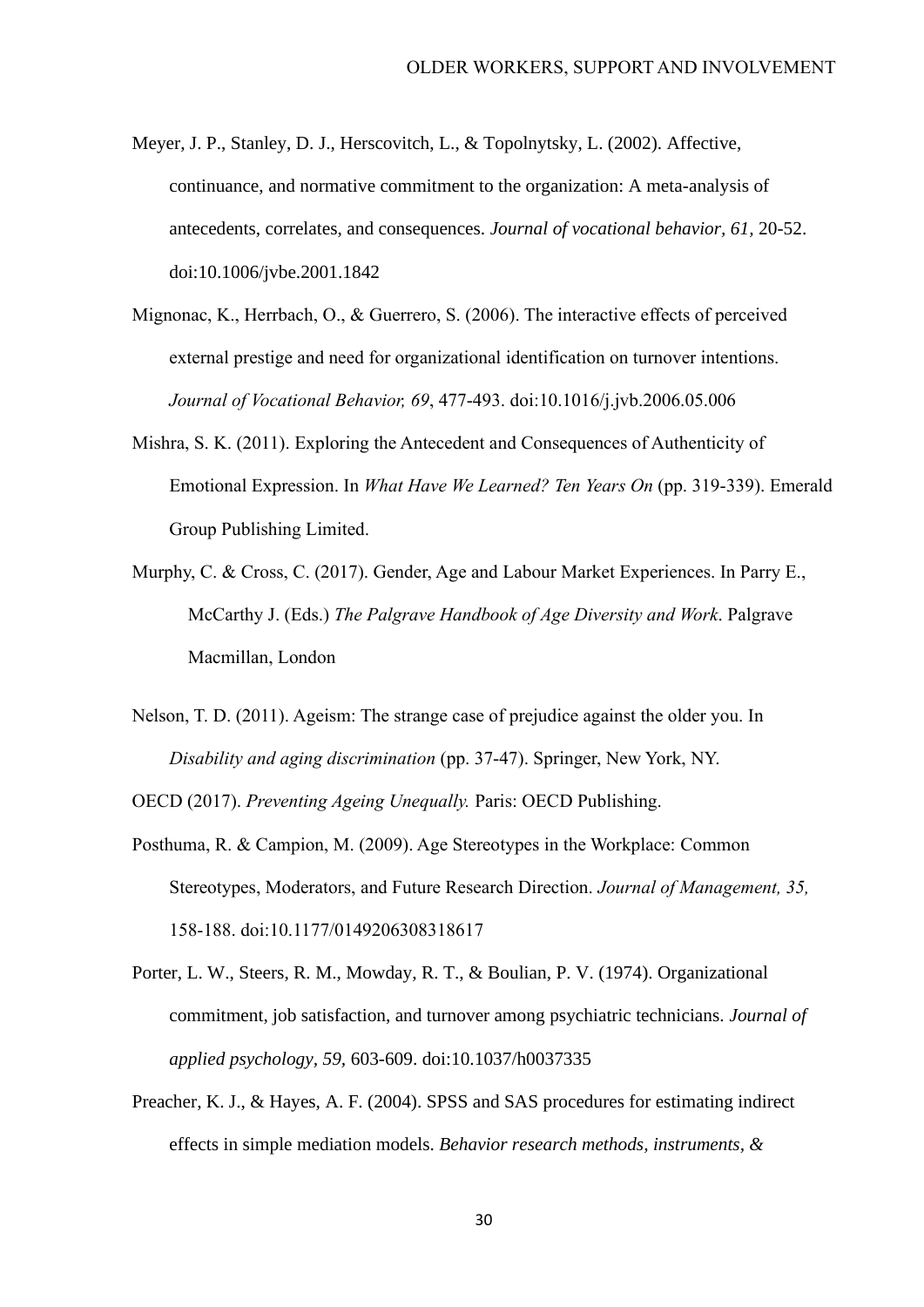Meyer, J. P., Stanley, D. J., Herscovitch, L., & Topolnytsky, L. (2002). Affective, continuance, and normative commitment to the organization: A meta-analysis of antecedents, correlates, and consequences. *Journal of vocational behavior, 61,* 20-52. doi:10.1006/jvbe.2001.1842

Mignonac, K., Herrbach, O., & Guerrero, S. (2006). The interactive effects of perceived external prestige and need for organizational identification on turnover intentions. *Journal of Vocational Behavior, 69*, 477-493. doi:10.1016/j.jvb.2006.05.006

Mishra, S. K. (2011). Exploring the Antecedent and Consequences of Authenticity of Emotional Expression. In *What Have We Learned? Ten Years On* (pp. 319-339). Emerald Group Publishing Limited.

Murphy, C. & Cross, C. (2017). Gender, Age and Labour Market Experiences. In Parry E., McCarthy J. (Eds.) *The Palgrave Handbook of Age Diversity and Work*. Palgrave Macmillan, London

Nelson, T. D. (2011). Ageism: The strange case of prejudice against the older you. In *Disability and aging discrimination* (pp. 37-47). Springer, New York, NY.

OECD (2017). *Preventing Ageing Unequally.* Paris: OECD Publishing.

Posthuma, R. & Campion, M. (2009). Age Stereotypes in the Workplace: Common Stereotypes, Moderators, and Future Research Direction. *Journal of Management, 35,* 158-188. doi:10.1177/0149206308318617

Porter, L. W., Steers, R. M., Mowday, R. T., & Boulian, P. V. (1974). Organizational commitment, job satisfaction, and turnover among psychiatric technicians. *Journal of applied psychology, 59,* 603-609. doi:10.1037/h0037335

Preacher, K. J., & Hayes, A. F. (2004). SPSS and SAS procedures for estimating indirect effects in simple mediation models. *Behavior research methods, instruments, &*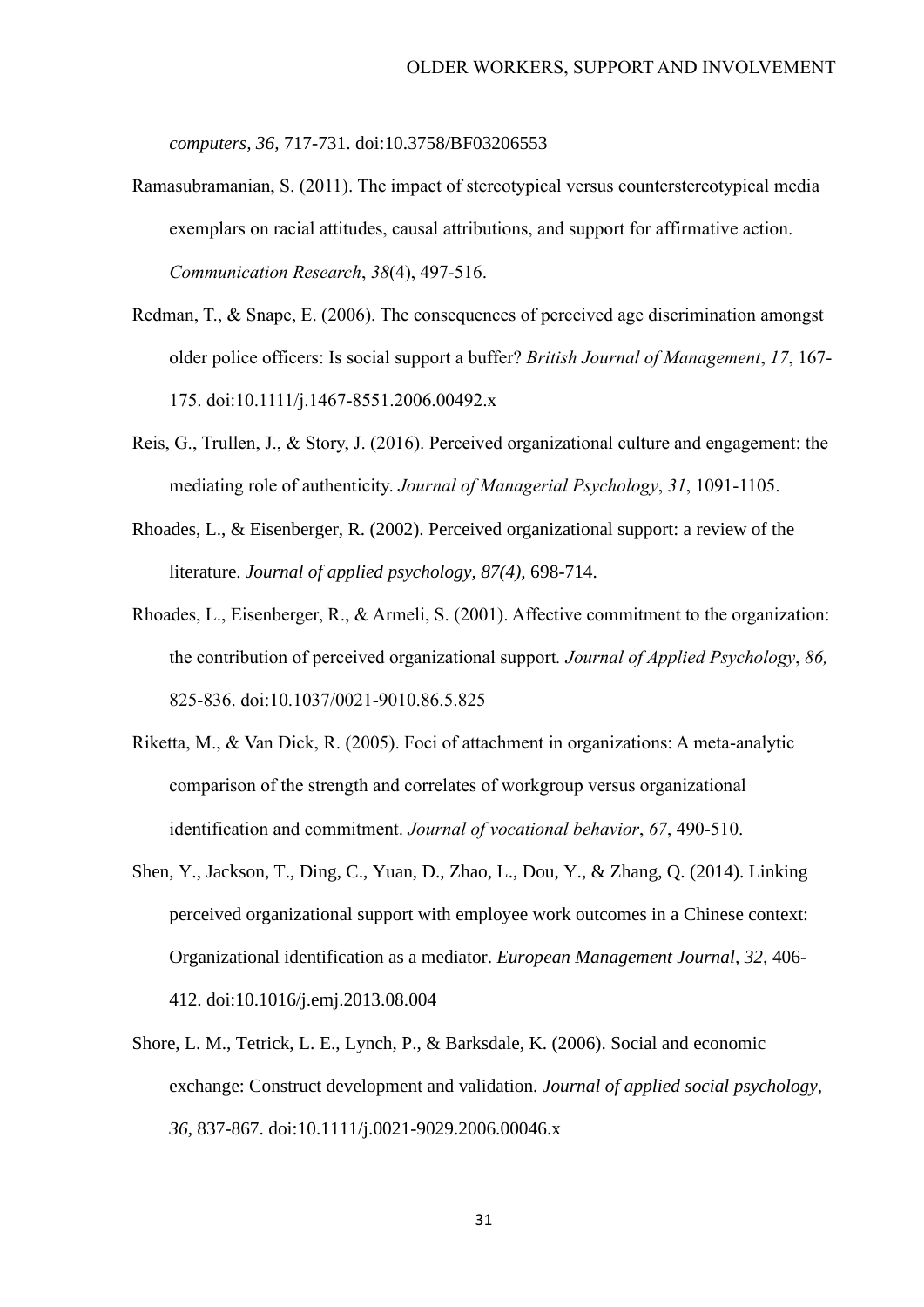*computers, 36,* 717-731. doi:10.3758/BF03206553

Ramasubramanian, S. (2011). The impact of stereotypical versus counterstereotypical media exemplars on racial attitudes, causal attributions, and support for affirmative action. *Communication Research*, *38*(4), 497-516.

Redman, T., & Snape, E. (2006). The consequences of perceived age discrimination amongst older police officers: Is social support a buffer? *British Journal of Management*, *17*, 167-175. doi:10.1111/j.1467-8551.2006.00492.x

Reis, G., Trullen, J., & Story, J. (2016). Perceived organizational culture and engagement: the mediating role of authenticity. *Journal of Managerial Psychology*, *31*, 1091-1105.

Rhoades, L., & Eisenberger, R. (2002). Perceived organizational support: a review of the literature. *Journal of applied psychology, 87(4),* 698-714.

Rhoades, L., Eisenberger, R., & Armeli, S. (2001). Affective commitment to the organization: the contribution of perceived organizational support*. Journal of Applied Psychology*, *86,* 825-836. doi:10.1037/0021-9010.86.5.825

Riketta, M., & Van Dick, R. (2005). Foci of attachment in organizations: A meta-analytic comparison of the strength and correlates of workgroup versus organizational identification and commitment. *Journal of vocational behavior*, *67*, 490-510.

Shen, Y., Jackson, T., Ding, C., Yuan, D., Zhao, L., Dou, Y., & Zhang, Q. (2014). Linking perceived organizational support with employee work outcomes in a Chinese context: Organizational identification as a mediator. *European Management Journal, 32,* 406-412. doi:10.1016/j.emj.2013.08.004

Shore, L. M., Tetrick, L. E., Lynch, P., & Barksdale, K. (2006). Social and economic exchange: Construct development and validation. *Journal of applied social psychology, 36,* 837-867. doi:10.1111/j.0021-9029.2006.00046.x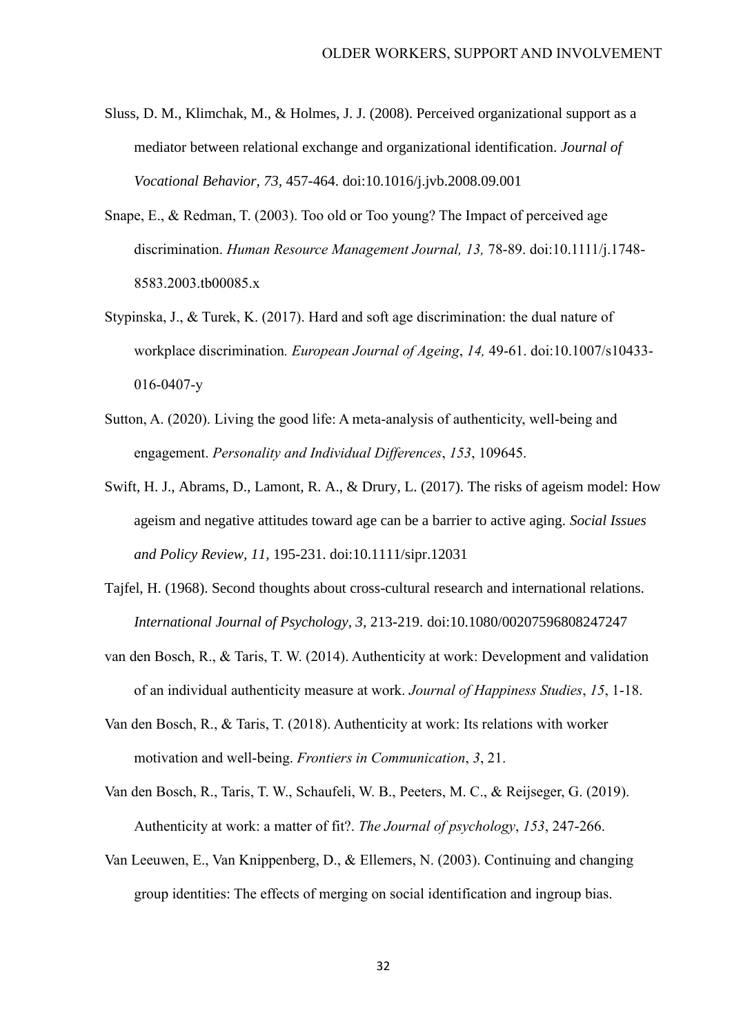Sluss, D. M., Klimchak, M., & Holmes, J. J. (2008). Perceived organizational support as a mediator between relational exchange and organizational identification. *Journal of Vocational Behavior, 73,* 457-464. doi:10.1016/j.jvb.2008.09.001

Snape, E., & Redman, T. (2003). Too old or Too young? The Impact of perceived age discrimination. *Human Resource Management Journal, 13,* 78-89. doi:10.1111/j.1748-8583.2003.tb00085.x

Stypinska, J., & Turek, K. (2017). Hard and soft age discrimination: the dual nature of workplace discrimination*. European Journal of Ageing*, *14,* 49-61. doi:10.1007/s10433-016-0407-y

Sutton, A. (2020). Living the good life: A meta-analysis of authenticity, well-being and engagement. *Personality and Individual Differences*, *153*, 109645.

Swift, H. J., Abrams, D., Lamont, R. A., & Drury, L. (2017). The risks of ageism model: How ageism and negative attitudes toward age can be a barrier to active aging. *Social Issues and Policy Review, 11,* 195-231. doi:10.1111/sipr.12031

Tajfel, H. (1968). Second thoughts about cross-cultural research and international relations. *International Journal of Psychology, 3,* 213-219. doi:10.1080/00207596808247247

van den Bosch, R., & Taris, T. W. (2014). Authenticity at work: Development and validation of an individual authenticity measure at work. *Journal of Happiness Studies*, *15*, 1-18.

Van den Bosch, R., & Taris, T. (2018). Authenticity at work: Its relations with worker motivation and well-being. *Frontiers in Communication*, *3*, 21.

Van den Bosch, R., Taris, T. W., Schaufeli, W. B., Peeters, M. C., & Reijseger, G. (2019). Authenticity at work: a matter of fit?. *The Journal of psychology*, *153*, 247-266.

Van Leeuwen, E., Van Knippenberg, D., & Ellemers, N. (2003). Continuing and changing group identities: The effects of merging on social identification and ingroup bias.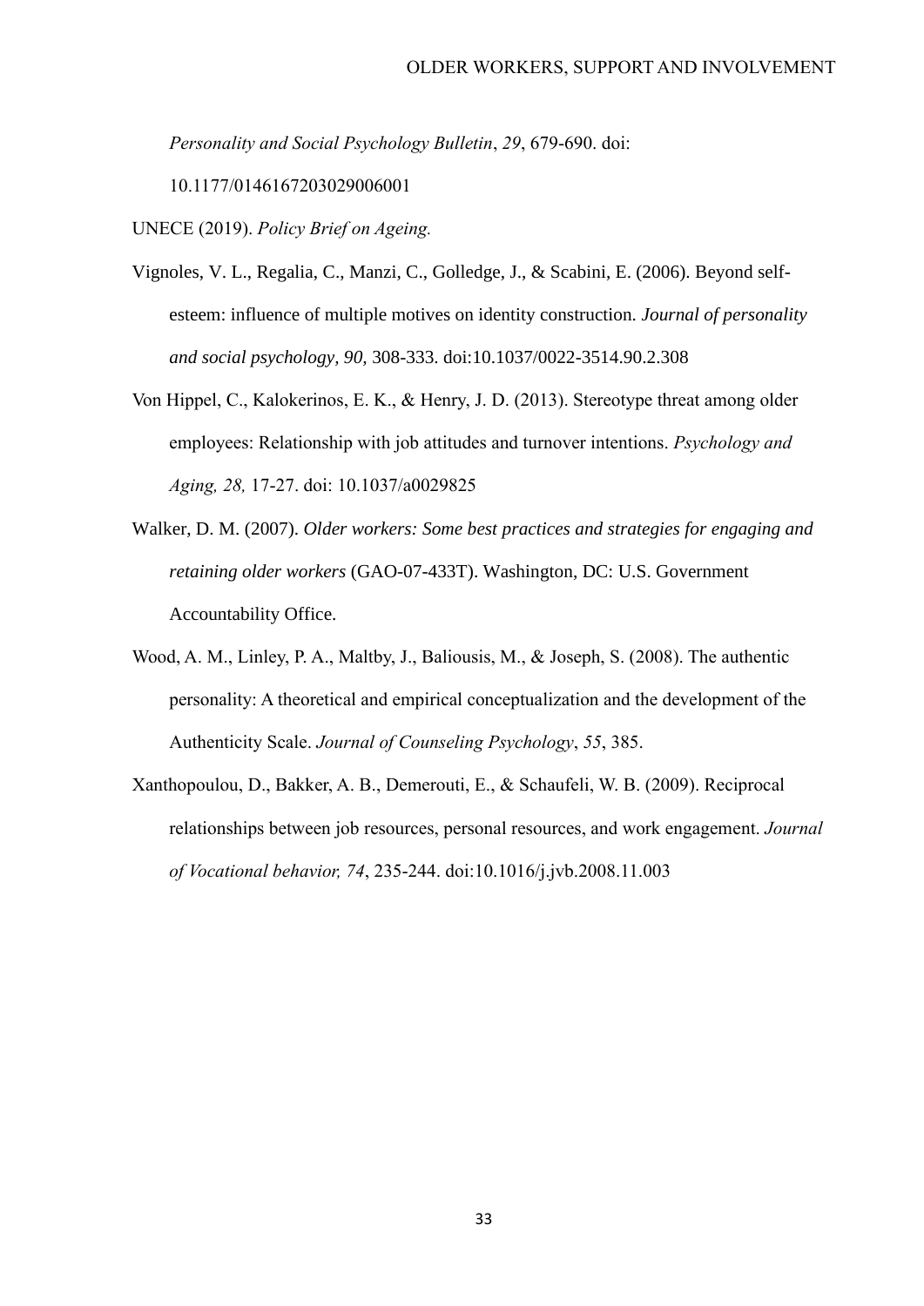*Personality and Social Psychology Bulletin*, *29*, 679-690. doi: 10.1177/0146167203029006001

UNECE (2019). *Policy Brief on Ageing.*

Vignoles, V. L., Regalia, C., Manzi, C., Golledge, J., & Scabini, E. (2006). Beyond self-esteem: influence of multiple motives on identity construction. *Journal of personality and social psychology, 90,* 308-333. doi:10.1037/0022-3514.90.2.308

Von Hippel, C., Kalokerinos, E. K., & Henry, J. D. (2013). Stereotype threat among older employees: Relationship with job attitudes and turnover intentions. *Psychology and Aging, 28,* 17-27. doi: 10.1037/a0029825

Walker, D. M. (2007). *Older workers: Some best practices and strategies for engaging and retaining older workers* (GAO-07-433T). Washington, DC: U.S. Government Accountability Office.

Wood, A. M., Linley, P. A., Maltby, J., Baliousis, M., & Joseph, S. (2008). The authentic personality: A theoretical and empirical conceptualization and the development of the Authenticity Scale. *Journal of Counseling Psychology*, *55*, 385.

Xanthopoulou, D., Bakker, A. B., Demerouti, E., & Schaufeli, W. B. (2009). Reciprocal relationships between job resources, personal resources, and work engagement. *Journal of Vocational behavior, 74*, 235-244. doi:10.1016/j.jvb.2008.11.003